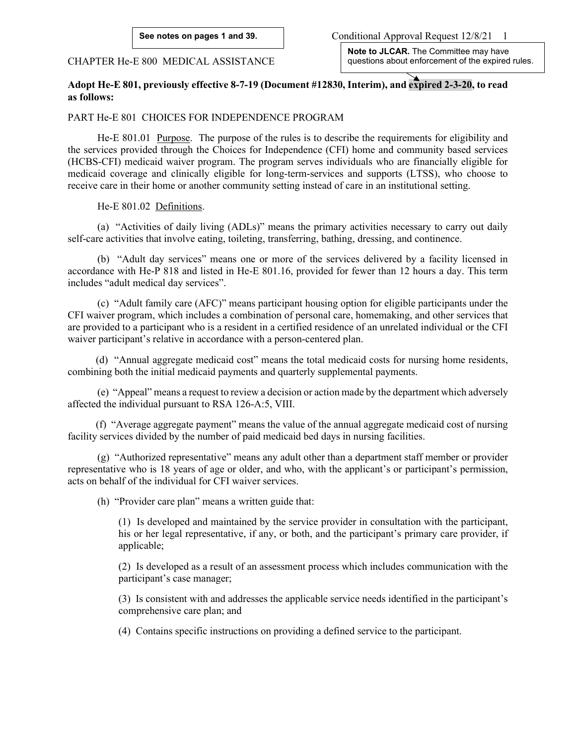See notes on pages 1 and 39.

Conditional Approval Request 12/8/21

**Note to JLCAR.** The Committee may have questions about enforcement of the expired rules.

CHAPTER He-E 800 MEDICAL ASSISTANCE

**Adopt He-E 801, previously effective 8-7-19 (Document #12830, Interim), and expired 2-3-20, to read as follows:**

PART He-E 801 CHOICES FOR INDEPENDENCE PROGRAM

He-E 801.01 Purpose. The purpose of the rules is to describe the requirements for eligibility and the services provided through the Choices for Independence (CFI) home and community based services (HCBS-CFI) medicaid waiver program. The program serves individuals who are financially eligible for medicaid coverage and clinically eligible for long-term-services and supports (LTSS), who choose to receive care in their home or another community setting instead of care in an institutional setting.

He-E 801.02 Definitions.

(a) "Activities of daily living (ADLs)" means the primary activities necessary to carry out daily self-care activities that involve eating, toileting, transferring, bathing, dressing, and continence.

(b) "Adult day services" means one or more of the services delivered by a facility licensed in accordance with He-P 818 and listed in He-E 801.16, provided for fewer than 12 hours a day. This term includes "adult medical day services".

(c) "Adult family care (AFC)" means participant housing option for eligible participants under the CFI waiver program, which includes a combination of personal care, homemaking, and other services that are provided to a participant who is a resident in a certified residence of an unrelated individual or the CFI waiver participant's relative in accordance with a person-centered plan.

(d) "Annual aggregate medicaid cost" means the total medicaid costs for nursing home residents, combining both the initial medicaid payments and quarterly supplemental payments.

(e) "Appeal" means a request to review a decision or action made by the department which adversely affected the individual pursuant to RSA 126-A:5, VIII.

(f) "Average aggregate payment" means the value of the annual aggregate medicaid cost of nursing facility services divided by the number of paid medicaid bed days in nursing facilities.

(g) "Authorized representative" means any adult other than a department staff member or provider representative who is 18 years of age or older, and who, with the applicant's or participant's permission, acts on behalf of the individual for CFI waiver services.

(h) "Provider care plan" means a written guide that:

(1) Is developed and maintained by the service provider in consultation with the participant, his or her legal representative, if any, or both, and the participant's primary care provider, if applicable;

(2) Is developed as a result of an assessment process which includes communication with the participant's case manager;

(3) Is consistent with and addresses the applicable service needs identified in the participant's comprehensive care plan; and

(4) Contains specific instructions on providing a defined service to the participant.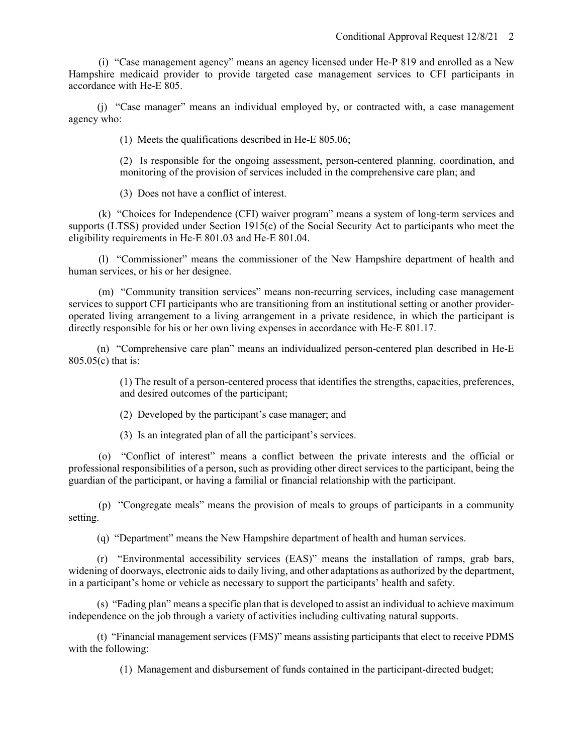(i) "Case management agency" means an agency licensed under He-P 819 and enrolled as a New Hampshire medicaid provider to provide targeted case management services to CFI participants in accordance with He-E 805.

(j) "Case manager" means an individual employed by, or contracted with, a case management agency who:

> (1) Meets the qualifications described in He-E 805.06;
>
> (2) Is responsible for the ongoing assessment, person-centered planning, coordination, and monitoring of the provision of services included in the comprehensive care plan; and
>
> (3) Does not have a conflict of interest.

(k) "Choices for Independence (CFI) waiver program" means a system of long-term services and supports (LTSS) provided under Section 1915(c) of the Social Security Act to participants who meet the eligibility requirements in He-E 801.03 and He-E 801.04.

(l) "Commissioner" means the commissioner of the New Hampshire department of health and human services, or his or her designee.

(m) "Community transition services" means non-recurring services, including case management services to support CFI participants who are transitioning from an institutional setting or another provider-operated living arrangement to a living arrangement in a private residence, in which the participant is directly responsible for his or her own living expenses in accordance with He-E 801.17.

(n) "Comprehensive care plan" means an individualized person-centered plan described in He-E 805.05(c) that is:

> (1) The result of a person-centered process that identifies the strengths, capacities, preferences, and desired outcomes of the participant;
>
> (2) Developed by the participant's case manager; and
>
> (3) Is an integrated plan of all the participant's services.

(o) "Conflict of interest" means a conflict between the private interests and the official or professional responsibilities of a person, such as providing other direct services to the participant, being the guardian of the participant, or having a familial or financial relationship with the participant.

(p) "Congregate meals" means the provision of meals to groups of participants in a community setting.

(q) "Department" means the New Hampshire department of health and human services.

(r) "Environmental accessibility services (EAS)" means the installation of ramps, grab bars, widening of doorways, electronic aids to daily living, and other adaptations as authorized by the department, in a participant's home or vehicle as necessary to support the participants' health and safety.

(s) "Fading plan" means a specific plan that is developed to assist an individual to achieve maximum independence on the job through a variety of activities including cultivating natural supports.

(t) "Financial management services (FMS)" means assisting participants that elect to receive PDMS with the following:

> (1) Management and disbursement of funds contained in the participant-directed budget;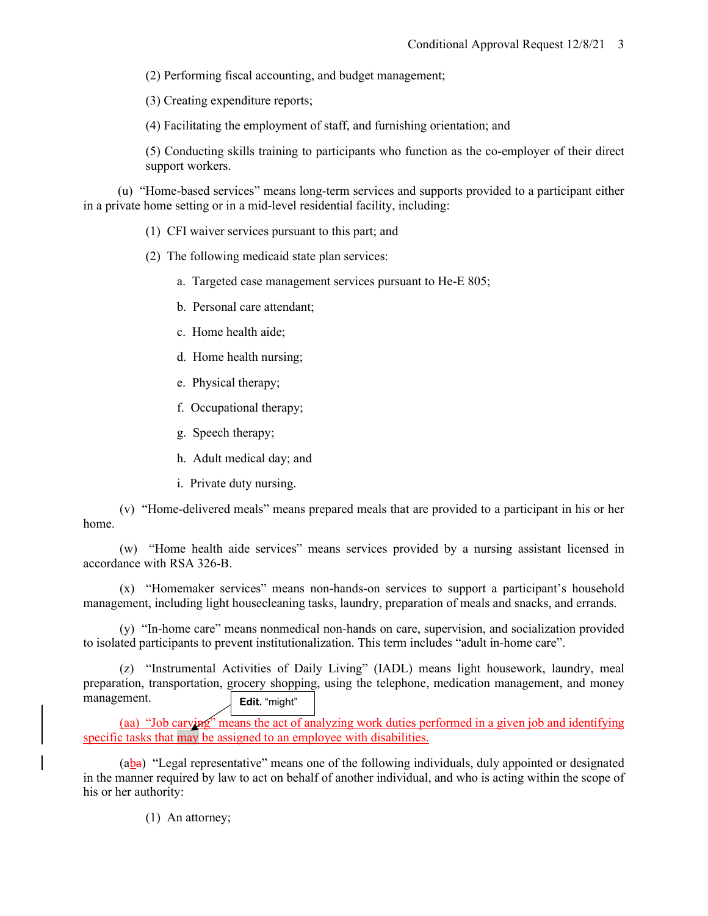(2) Performing fiscal accounting, and budget management;

(3) Creating expenditure reports;

(4) Facilitating the employment of staff, and furnishing orientation; and

(5) Conducting skills training to participants who function as the co-employer of their direct support workers.

(u) "Home-based services" means long-term services and supports provided to a participant either in a private home setting or in a mid-level residential facility, including:

(1) CFI waiver services pursuant to this part; and

(2) The following medicaid state plan services:

a. Targeted case management services pursuant to He-E 805;

b. Personal care attendant;

c. Home health aide;

d. Home health nursing;

e. Physical therapy;

f. Occupational therapy;

g. Speech therapy;

h. Adult medical day; and

i. Private duty nursing.

(v) "Home-delivered meals" means prepared meals that are provided to a participant in his or her home.

(w) "Home health aide services" means services provided by a nursing assistant licensed in accordance with RSA 326-B.

(x) "Homemaker services" means non-hands-on services to support a participant's household management, including light housecleaning tasks, laundry, preparation of meals and snacks, and errands.

(y) "In-home care" means nonmedical non-hands on care, supervision, and socialization provided to isolated participants to prevent institutionalization. This term includes "adult in-home care".

(z) "Instrumental Activities of Daily Living" (IADL) means light housework, laundry, meal preparation, transportation, grocery shopping, using the telephone, medication management, and money management.

**Edit.** "might"

(aa) "Job carving" means the act of analyzing work duties performed in a given job and identifying specific tasks that may be assigned to an employee with disabilities.

(a~~b~~a) "Legal representative" means one of the following individuals, duly appointed or designated in the manner required by law to act on behalf of another individual, and who is acting within the scope of his or her authority:

(1) An attorney;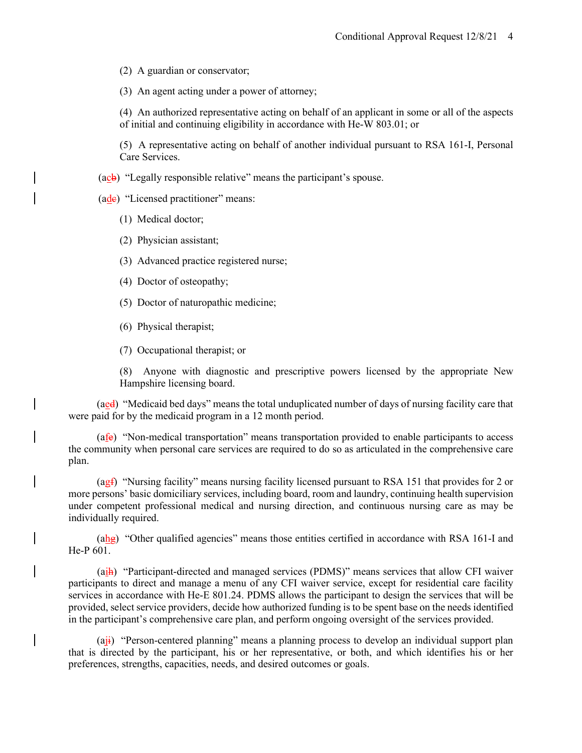(2) A guardian or conservator;

(3) An agent acting under a power of attorney;

(4) An authorized representative acting on behalf of an applicant in some or all of the aspects of initial and continuing eligibility in accordance with He-W 803.01; or

(5) A representative acting on behalf of another individual pursuant to RSA 161-I, Personal Care Services.

(a~~b~~c) "Legally responsible relative" means the participant's spouse.

(a~~c~~d) "Licensed practitioner" means:

(1) Medical doctor;

(2) Physician assistant;

(3) Advanced practice registered nurse;

(4) Doctor of osteopathy;

(5) Doctor of naturopathic medicine;

(6) Physical therapist;

(7) Occupational therapist; or

(8) Anyone with diagnostic and prescriptive powers licensed by the appropriate New Hampshire licensing board.

(a~~d~~e) "Medicaid bed days" means the total unduplicated number of days of nursing facility care that were paid for by the medicaid program in a 12 month period.

(a~~e~~f) "Non-medical transportation" means transportation provided to enable participants to access the community when personal care services are required to do so as articulated in the comprehensive care plan.

(a~~f~~g) "Nursing facility" means nursing facility licensed pursuant to RSA 151 that provides for 2 or more persons' basic domiciliary services, including board, room and laundry, continuing health supervision under competent professional medical and nursing direction, and continuous nursing care as may be individually required.

(a~~g~~h) "Other qualified agencies" means those entities certified in accordance with RSA 161-I and He-P 601.

(a~~h~~i) "Participant-directed and managed services (PDMS)" means services that allow CFI waiver participants to direct and manage a menu of any CFI waiver service, except for residential care facility services in accordance with He-E 801.24. PDMS allows the participant to design the services that will be provided, select service providers, decide how authorized funding is to be spent base on the needs identified in the participant's comprehensive care plan, and perform ongoing oversight of the services provided.

(a~~i~~j) "Person-centered planning" means a planning process to develop an individual support plan that is directed by the participant, his or her representative, or both, and which identifies his or her preferences, strengths, capacities, needs, and desired outcomes or goals.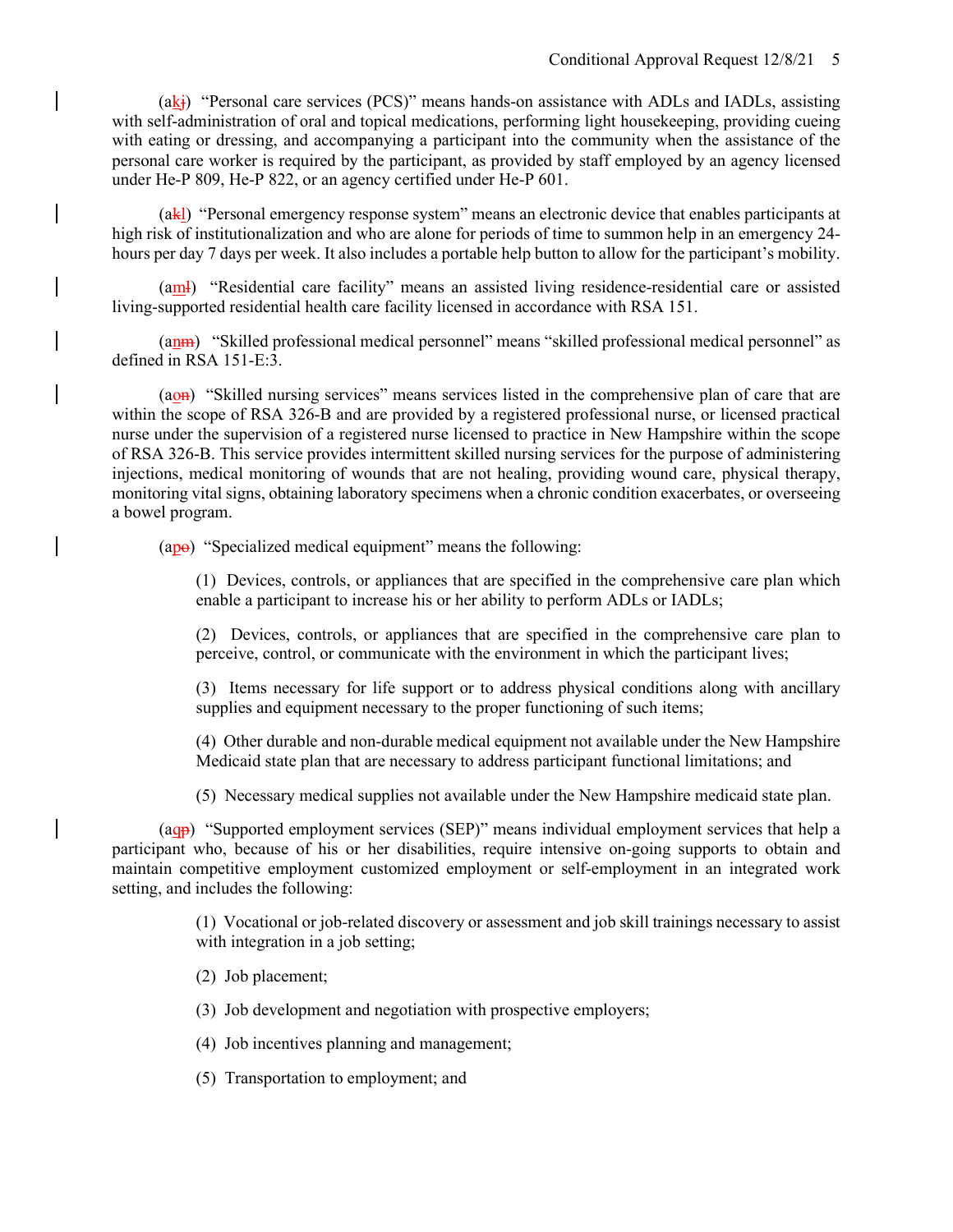(akj) "Personal care services (PCS)" means hands-on assistance with ADLs and IADLs, assisting with self-administration of oral and topical medications, performing light housekeeping, providing cueing with eating or dressing, and accompanying a participant into the community when the assistance of the personal care worker is required by the participant, as provided by staff employed by an agency licensed under He-P 809, He-P 822, or an agency certified under He-P 601.

(akl) "Personal emergency response system" means an electronic device that enables participants at high risk of institutionalization and who are alone for periods of time to summon help in an emergency 24-hours per day 7 days per week. It also includes a portable help button to allow for the participant's mobility.

(aml) "Residential care facility" means an assisted living residence-residential care or assisted living-supported residential health care facility licensed in accordance with RSA 151.

(anm) "Skilled professional medical personnel" means "skilled professional medical personnel" as defined in RSA 151-E:3.

(aon) "Skilled nursing services" means services listed in the comprehensive plan of care that are within the scope of RSA 326-B and are provided by a registered professional nurse, or licensed practical nurse under the supervision of a registered nurse licensed to practice in New Hampshire within the scope of RSA 326-B. This service provides intermittent skilled nursing services for the purpose of administering injections, medical monitoring of wounds that are not healing, providing wound care, physical therapy, monitoring vital signs, obtaining laboratory specimens when a chronic condition exacerbates, or overseeing a bowel program.

(apo) "Specialized medical equipment" means the following:

> (1) Devices, controls, or appliances that are specified in the comprehensive care plan which enable a participant to increase his or her ability to perform ADLs or IADLs;
>
> (2) Devices, controls, or appliances that are specified in the comprehensive care plan to perceive, control, or communicate with the environment in which the participant lives;
>
> (3) Items necessary for life support or to address physical conditions along with ancillary supplies and equipment necessary to the proper functioning of such items;
>
> (4) Other durable and non-durable medical equipment not available under the New Hampshire Medicaid state plan that are necessary to address participant functional limitations; and
>
> (5) Necessary medical supplies not available under the New Hampshire medicaid state plan.

(aqp) "Supported employment services (SEP)" means individual employment services that help a participant who, because of his or her disabilities, require intensive on-going supports to obtain and maintain competitive employment customized employment or self-employment in an integrated work setting, and includes the following:

> (1) Vocational or job-related discovery or assessment and job skill trainings necessary to assist with integration in a job setting;
>
> (2) Job placement;
>
> (3) Job development and negotiation with prospective employers;
>
> (4) Job incentives planning and management;
>
> (5) Transportation to employment; and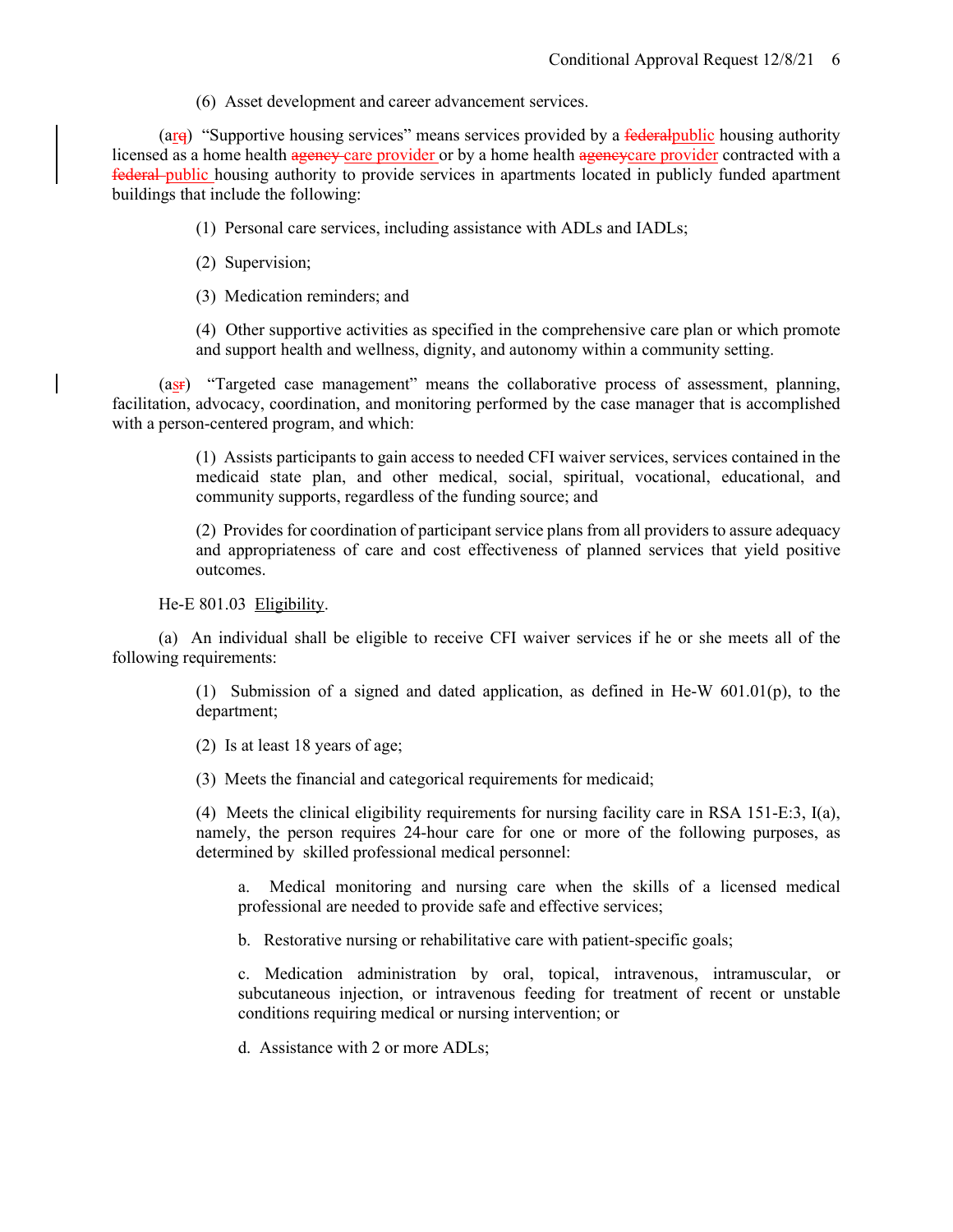(6) Asset development and career advancement services.

(a~~q~~r) "Supportive housing services" means services provided by a ~~federal~~public housing authority licensed as a home health ~~agency~~ care provider or by a home health ~~agency~~care provider contracted with a ~~federal~~ public housing authority to provide services in apartments located in publicly funded apartment buildings that include the following:

(1) Personal care services, including assistance with ADLs and IADLs;

(2) Supervision;

(3) Medication reminders; and

(4) Other supportive activities as specified in the comprehensive care plan or which promote and support health and wellness, dignity, and autonomy within a community setting.

(a~~r~~s) "Targeted case management" means the collaborative process of assessment, planning, facilitation, advocacy, coordination, and monitoring performed by the case manager that is accomplished with a person-centered program, and which:

(1) Assists participants to gain access to needed CFI waiver services, services contained in the medicaid state plan, and other medical, social, spiritual, vocational, educational, and community supports, regardless of the funding source; and

(2) Provides for coordination of participant service plans from all providers to assure adequacy and appropriateness of care and cost effectiveness of planned services that yield positive outcomes.

He-E 801.03 Eligibility.

(a) An individual shall be eligible to receive CFI waiver services if he or she meets all of the following requirements:

(1) Submission of a signed and dated application, as defined in He-W 601.01(p), to the department;

(2) Is at least 18 years of age;

(3) Meets the financial and categorical requirements for medicaid;

(4) Meets the clinical eligibility requirements for nursing facility care in RSA 151-E:3, I(a), namely, the person requires 24-hour care for one or more of the following purposes, as determined by skilled professional medical personnel:

a. Medical monitoring and nursing care when the skills of a licensed medical professional are needed to provide safe and effective services;

b. Restorative nursing or rehabilitative care with patient-specific goals;

c. Medication administration by oral, topical, intravenous, intramuscular, or subcutaneous injection, or intravenous feeding for treatment of recent or unstable conditions requiring medical or nursing intervention; or

d. Assistance with 2 or more ADLs;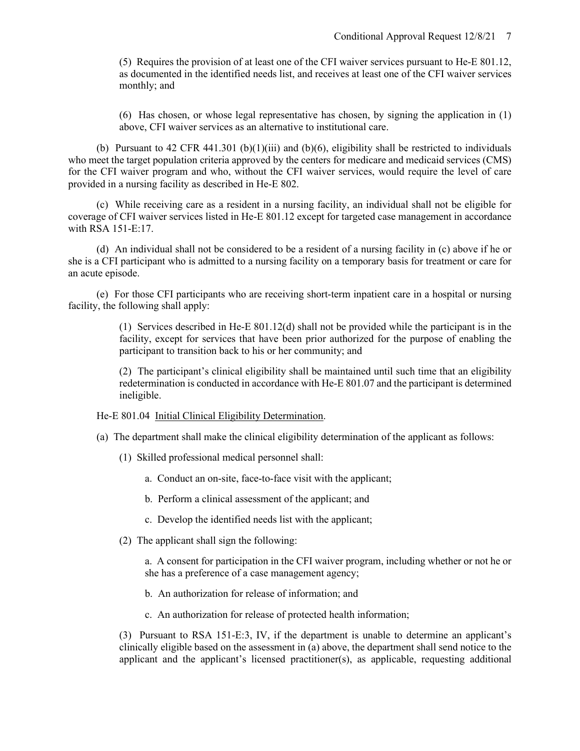(5) Requires the provision of at least one of the CFI waiver services pursuant to He-E 801.12, as documented in the identified needs list, and receives at least one of the CFI waiver services monthly; and

(6) Has chosen, or whose legal representative has chosen, by signing the application in (1) above, CFI waiver services as an alternative to institutional care.

(b) Pursuant to 42 CFR 441.301 (b)(1)(iii) and (b)(6), eligibility shall be restricted to individuals who meet the target population criteria approved by the centers for medicare and medicaid services (CMS) for the CFI waiver program and who, without the CFI waiver services, would require the level of care provided in a nursing facility as described in He-E 802.

(c) While receiving care as a resident in a nursing facility, an individual shall not be eligible for coverage of CFI waiver services listed in He-E 801.12 except for targeted case management in accordance with RSA 151-E:17.

(d) An individual shall not be considered to be a resident of a nursing facility in (c) above if he or she is a CFI participant who is admitted to a nursing facility on a temporary basis for treatment or care for an acute episode.

(e) For those CFI participants who are receiving short-term inpatient care in a hospital or nursing facility, the following shall apply:

(1) Services described in He-E 801.12(d) shall not be provided while the participant is in the facility, except for services that have been prior authorized for the purpose of enabling the participant to transition back to his or her community; and

(2) The participant's clinical eligibility shall be maintained until such time that an eligibility redetermination is conducted in accordance with He-E 801.07 and the participant is determined ineligible.

He-E 801.04 Initial Clinical Eligibility Determination.

(a) The department shall make the clinical eligibility determination of the applicant as follows:

(1) Skilled professional medical personnel shall:

a. Conduct an on-site, face-to-face visit with the applicant;

b. Perform a clinical assessment of the applicant; and

c. Develop the identified needs list with the applicant;

(2) The applicant shall sign the following:

a. A consent for participation in the CFI waiver program, including whether or not he or she has a preference of a case management agency;

b. An authorization for release of information; and

c. An authorization for release of protected health information;

(3) Pursuant to RSA 151-E:3, IV, if the department is unable to determine an applicant's clinically eligible based on the assessment in (a) above, the department shall send notice to the applicant and the applicant's licensed practitioner(s), as applicable, requesting additional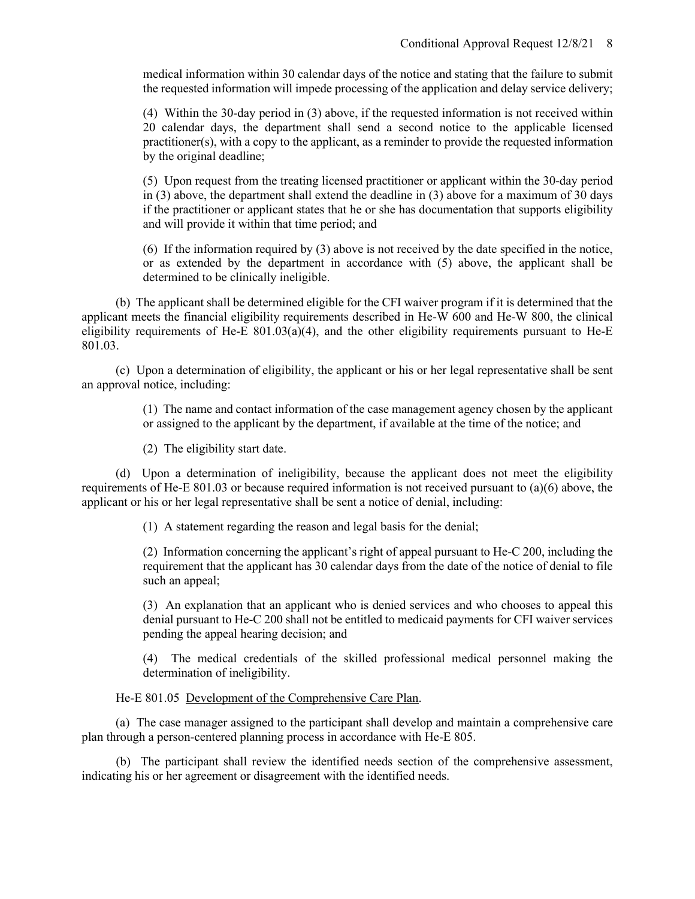medical information within 30 calendar days of the notice and stating that the failure to submit the requested information will impede processing of the application and delay service delivery;

(4) Within the 30-day period in (3) above, if the requested information is not received within 20 calendar days, the department shall send a second notice to the applicable licensed practitioner(s), with a copy to the applicant, as a reminder to provide the requested information by the original deadline;

(5) Upon request from the treating licensed practitioner or applicant within the 30-day period in (3) above, the department shall extend the deadline in (3) above for a maximum of 30 days if the practitioner or applicant states that he or she has documentation that supports eligibility and will provide it within that time period; and

(6) If the information required by (3) above is not received by the date specified in the notice, or as extended by the department in accordance with (5) above, the applicant shall be determined to be clinically ineligible.

(b) The applicant shall be determined eligible for the CFI waiver program if it is determined that the applicant meets the financial eligibility requirements described in He-W 600 and He-W 800, the clinical eligibility requirements of He-E 801.03(a)(4), and the other eligibility requirements pursuant to He-E 801.03.

(c) Upon a determination of eligibility, the applicant or his or her legal representative shall be sent an approval notice, including:

(1) The name and contact information of the case management agency chosen by the applicant or assigned to the applicant by the department, if available at the time of the notice; and

(2) The eligibility start date.

(d) Upon a determination of ineligibility, because the applicant does not meet the eligibility requirements of He-E 801.03 or because required information is not received pursuant to (a)(6) above, the applicant or his or her legal representative shall be sent a notice of denial, including:

(1) A statement regarding the reason and legal basis for the denial;

(2) Information concerning the applicant's right of appeal pursuant to He-C 200, including the requirement that the applicant has 30 calendar days from the date of the notice of denial to file such an appeal;

(3) An explanation that an applicant who is denied services and who chooses to appeal this denial pursuant to He-C 200 shall not be entitled to medicaid payments for CFI waiver services pending the appeal hearing decision; and

(4) The medical credentials of the skilled professional medical personnel making the determination of ineligibility.

He-E 801.05 Development of the Comprehensive Care Plan.

(a) The case manager assigned to the participant shall develop and maintain a comprehensive care plan through a person-centered planning process in accordance with He-E 805.

(b) The participant shall review the identified needs section of the comprehensive assessment, indicating his or her agreement or disagreement with the identified needs.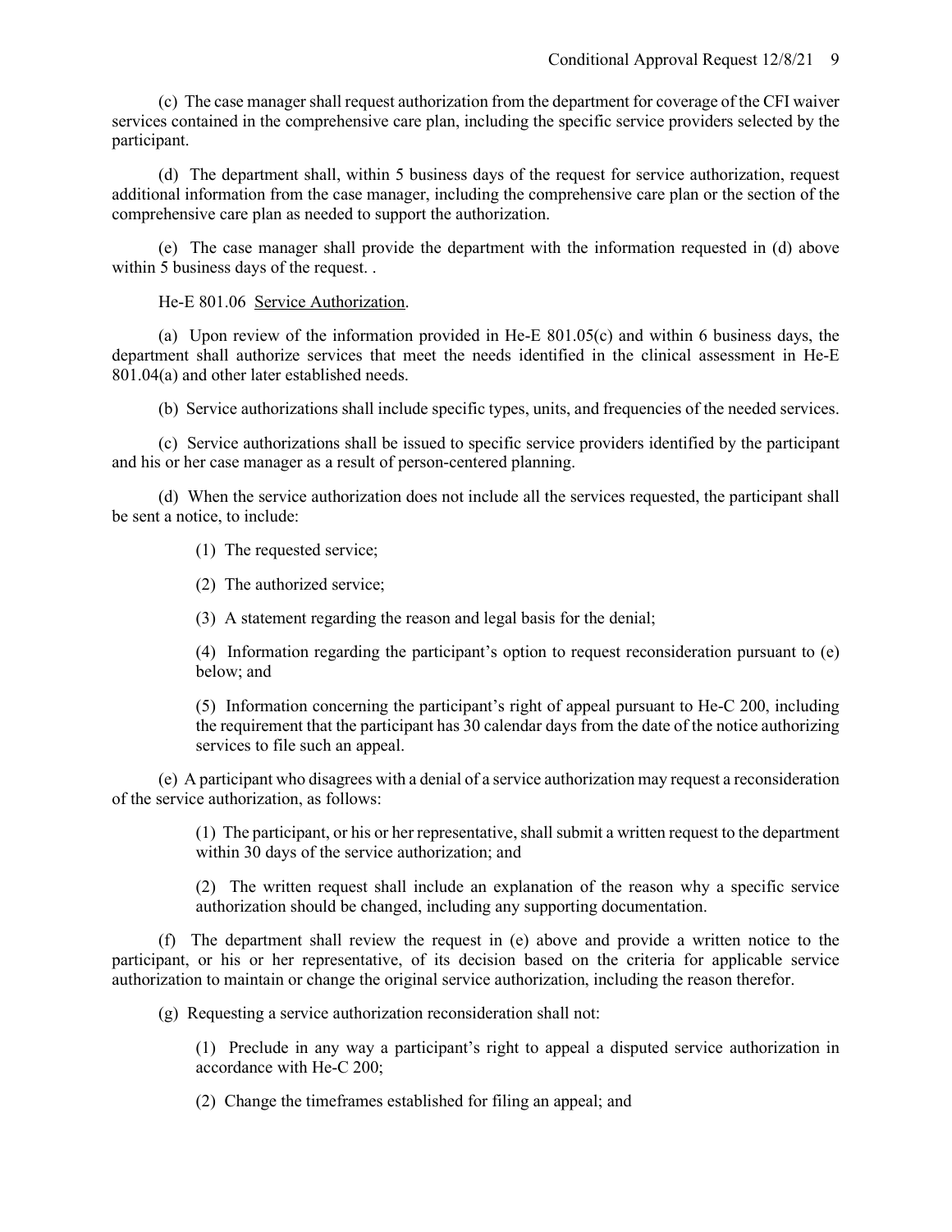(c) The case manager shall request authorization from the department for coverage of the CFI waiver services contained in the comprehensive care plan, including the specific service providers selected by the participant.

(d) The department shall, within 5 business days of the request for service authorization, request additional information from the case manager, including the comprehensive care plan or the section of the comprehensive care plan as needed to support the authorization.

(e) The case manager shall provide the department with the information requested in (d) above within 5 business days of the request. .

He-E 801.06 Service Authorization.

(a) Upon review of the information provided in He-E 801.05(c) and within 6 business days, the department shall authorize services that meet the needs identified in the clinical assessment in He-E 801.04(a) and other later established needs.

(b) Service authorizations shall include specific types, units, and frequencies of the needed services.

(c) Service authorizations shall be issued to specific service providers identified by the participant and his or her case manager as a result of person-centered planning.

(d) When the service authorization does not include all the services requested, the participant shall be sent a notice, to include:

(1) The requested service;

(2) The authorized service;

(3) A statement regarding the reason and legal basis for the denial;

(4) Information regarding the participant's option to request reconsideration pursuant to (e) below; and

(5) Information concerning the participant's right of appeal pursuant to He-C 200, including the requirement that the participant has 30 calendar days from the date of the notice authorizing services to file such an appeal.

(e) A participant who disagrees with a denial of a service authorization may request a reconsideration of the service authorization, as follows:

(1) The participant, or his or her representative, shall submit a written request to the department within 30 days of the service authorization; and

(2) The written request shall include an explanation of the reason why a specific service authorization should be changed, including any supporting documentation.

(f) The department shall review the request in (e) above and provide a written notice to the participant, or his or her representative, of its decision based on the criteria for applicable service authorization to maintain or change the original service authorization, including the reason therefor.

(g) Requesting a service authorization reconsideration shall not:

(1) Preclude in any way a participant's right to appeal a disputed service authorization in accordance with He-C 200;

(2) Change the timeframes established for filing an appeal; and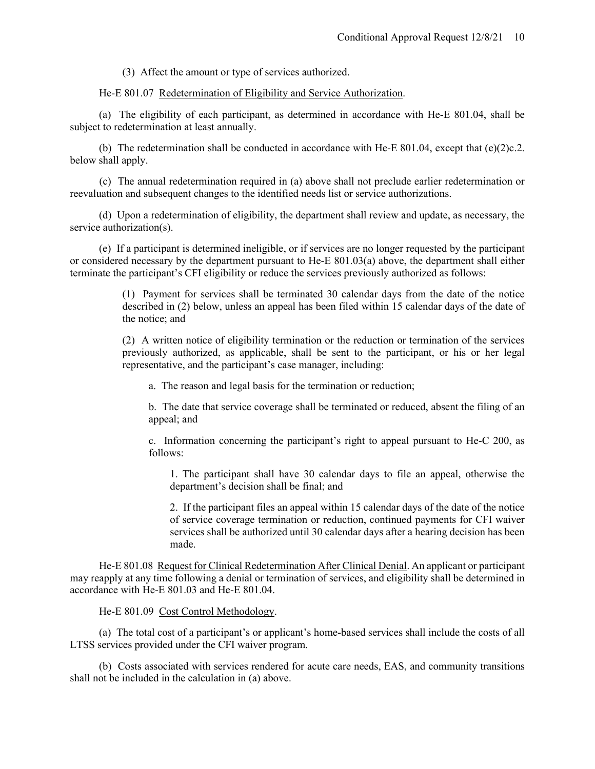(3) Affect the amount or type of services authorized.

He-E 801.07 Redetermination of Eligibility and Service Authorization.

(a) The eligibility of each participant, as determined in accordance with He-E 801.04, shall be subject to redetermination at least annually.

(b) The redetermination shall be conducted in accordance with He-E 801.04, except that (e)(2)c.2. below shall apply.

(c) The annual redetermination required in (a) above shall not preclude earlier redetermination or reevaluation and subsequent changes to the identified needs list or service authorizations.

(d) Upon a redetermination of eligibility, the department shall review and update, as necessary, the service authorization(s).

(e) If a participant is determined ineligible, or if services are no longer requested by the participant or considered necessary by the department pursuant to He-E 801.03(a) above, the department shall either terminate the participant's CFI eligibility or reduce the services previously authorized as follows:

> (1) Payment for services shall be terminated 30 calendar days from the date of the notice described in (2) below, unless an appeal has been filed within 15 calendar days of the date of the notice; and
>
> (2) A written notice of eligibility termination or the reduction or termination of the services previously authorized, as applicable, shall be sent to the participant, or his or her legal representative, and the participant's case manager, including:
>
> > a. The reason and legal basis for the termination or reduction;
> >
> > b. The date that service coverage shall be terminated or reduced, absent the filing of an appeal; and
> >
> > c. Information concerning the participant's right to appeal pursuant to He-C 200, as follows:
> >
> > > 1. The participant shall have 30 calendar days to file an appeal, otherwise the department's decision shall be final; and
> > >
> > > 2. If the participant files an appeal within 15 calendar days of the date of the notice of service coverage termination or reduction, continued payments for CFI waiver services shall be authorized until 30 calendar days after a hearing decision has been made.

He-E 801.08 Request for Clinical Redetermination After Clinical Denial. An applicant or participant may reapply at any time following a denial or termination of services, and eligibility shall be determined in accordance with He-E 801.03 and He-E 801.04.

He-E 801.09 Cost Control Methodology.

(a) The total cost of a participant's or applicant's home-based services shall include the costs of all LTSS services provided under the CFI waiver program.

(b) Costs associated with services rendered for acute care needs, EAS, and community transitions shall not be included in the calculation in (a) above.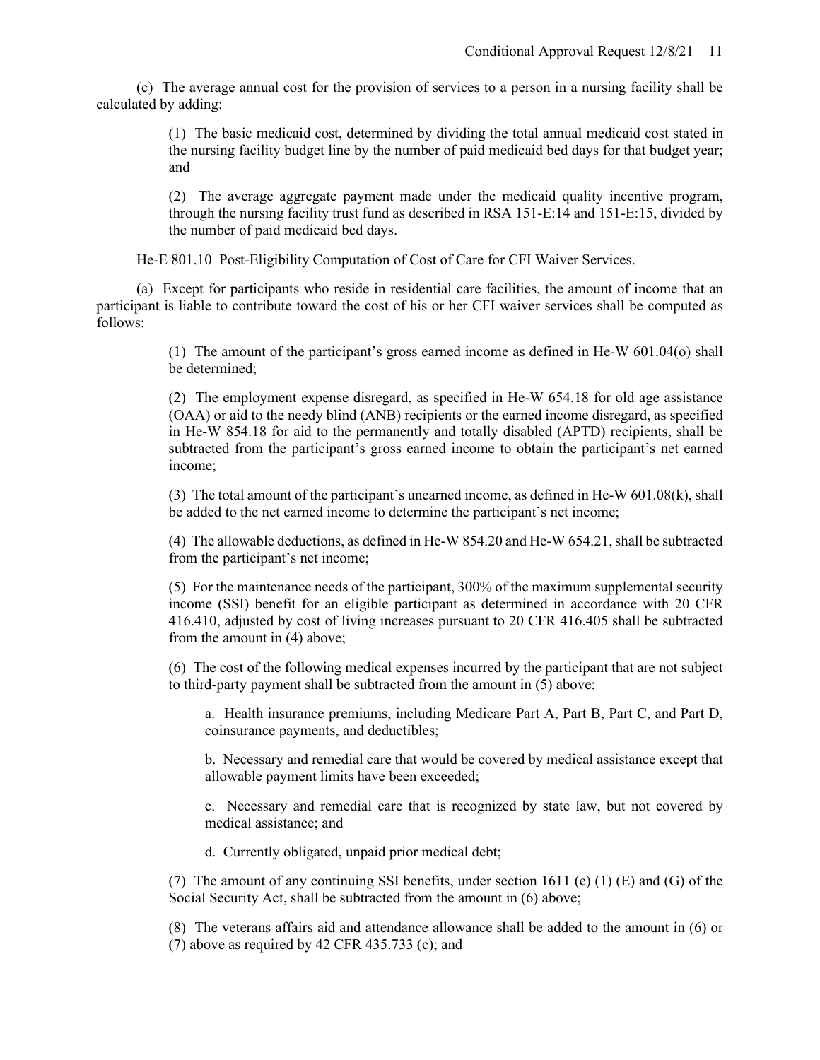(c) The average annual cost for the provision of services to a person in a nursing facility shall be calculated by adding:

> (1) The basic medicaid cost, determined by dividing the total annual medicaid cost stated in the nursing facility budget line by the number of paid medicaid bed days for that budget year; and
>
> (2) The average aggregate payment made under the medicaid quality incentive program, through the nursing facility trust fund as described in RSA 151-E:14 and 151-E:15, divided by the number of paid medicaid bed days.

He-E 801.10 Post-Eligibility Computation of Cost of Care for CFI Waiver Services.

(a) Except for participants who reside in residential care facilities, the amount of income that an participant is liable to contribute toward the cost of his or her CFI waiver services shall be computed as follows:

> (1) The amount of the participant's gross earned income as defined in He-W 601.04(o) shall be determined;
>
> (2) The employment expense disregard, as specified in He-W 654.18 for old age assistance (OAA) or aid to the needy blind (ANB) recipients or the earned income disregard, as specified in He-W 854.18 for aid to the permanently and totally disabled (APTD) recipients, shall be subtracted from the participant's gross earned income to obtain the participant's net earned income;
>
> (3) The total amount of the participant's unearned income, as defined in He-W 601.08(k), shall be added to the net earned income to determine the participant's net income;
>
> (4) The allowable deductions, as defined in He-W 854.20 and He-W 654.21, shall be subtracted from the participant's net income;
>
> (5) For the maintenance needs of the participant, 300% of the maximum supplemental security income (SSI) benefit for an eligible participant as determined in accordance with 20 CFR 416.410, adjusted by cost of living increases pursuant to 20 CFR 416.405 shall be subtracted from the amount in (4) above;
>
> (6) The cost of the following medical expenses incurred by the participant that are not subject to third-party payment shall be subtracted from the amount in (5) above:
>
> > a. Health insurance premiums, including Medicare Part A, Part B, Part C, and Part D, coinsurance payments, and deductibles;
> >
> > b. Necessary and remedial care that would be covered by medical assistance except that allowable payment limits have been exceeded;
> >
> > c. Necessary and remedial care that is recognized by state law, but not covered by medical assistance; and
> >
> > d. Currently obligated, unpaid prior medical debt;
>
> (7) The amount of any continuing SSI benefits, under section 1611 (e) (1) (E) and (G) of the Social Security Act, shall be subtracted from the amount in (6) above;
>
> (8) The veterans affairs aid and attendance allowance shall be added to the amount in (6) or (7) above as required by 42 CFR 435.733 (c); and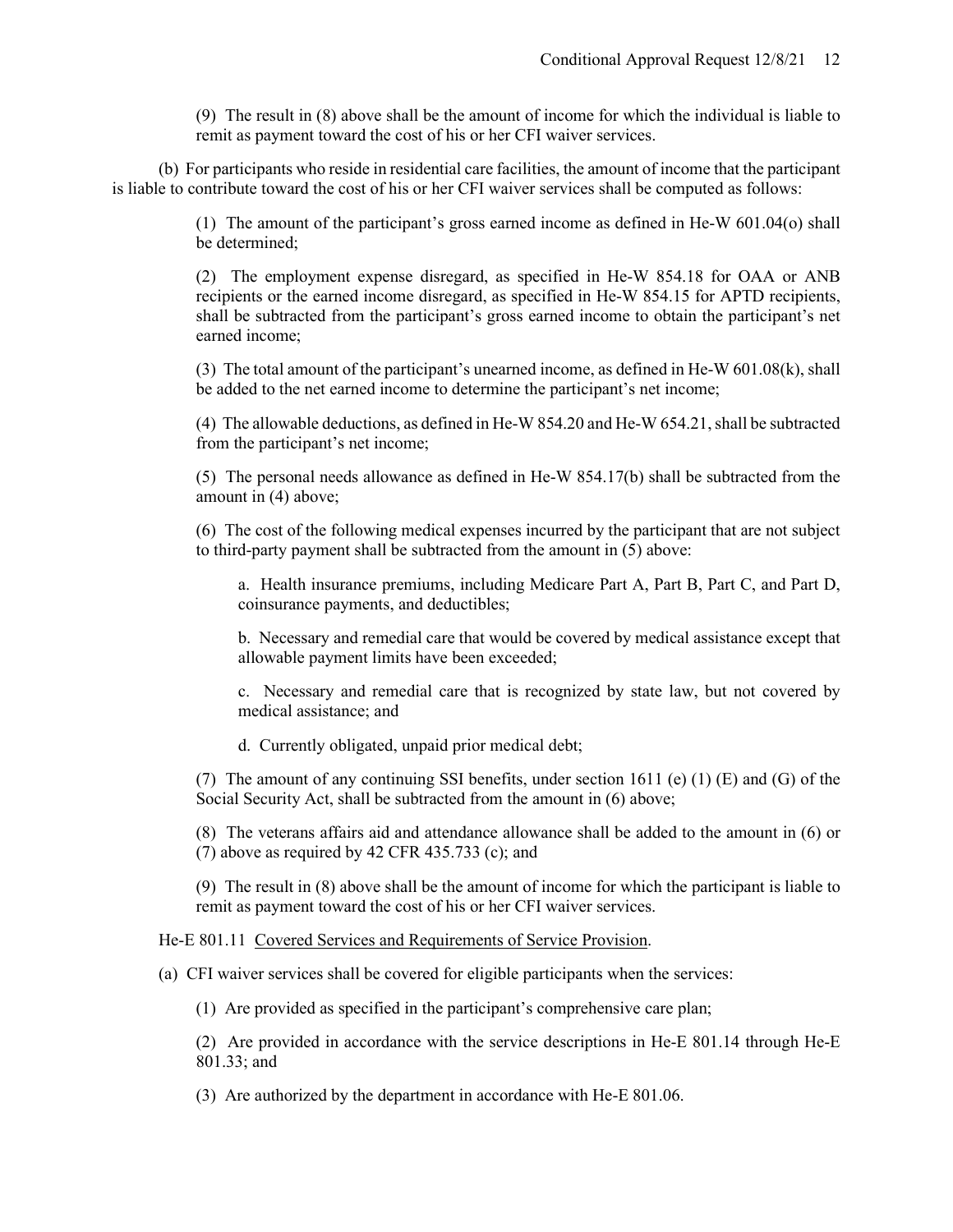(9) The result in (8) above shall be the amount of income for which the individual is liable to remit as payment toward the cost of his or her CFI waiver services.

(b) For participants who reside in residential care facilities, the amount of income that the participant is liable to contribute toward the cost of his or her CFI waiver services shall be computed as follows:

(1) The amount of the participant's gross earned income as defined in He-W 601.04(o) shall be determined;

(2) The employment expense disregard, as specified in He-W 854.18 for OAA or ANB recipients or the earned income disregard, as specified in He-W 854.15 for APTD recipients, shall be subtracted from the participant's gross earned income to obtain the participant's net earned income;

(3) The total amount of the participant's unearned income, as defined in He-W 601.08(k), shall be added to the net earned income to determine the participant's net income;

(4) The allowable deductions, as defined in He-W 854.20 and He-W 654.21, shall be subtracted from the participant's net income;

(5) The personal needs allowance as defined in He-W 854.17(b) shall be subtracted from the amount in (4) above;

(6) The cost of the following medical expenses incurred by the participant that are not subject to third-party payment shall be subtracted from the amount in (5) above:

a. Health insurance premiums, including Medicare Part A, Part B, Part C, and Part D, coinsurance payments, and deductibles;

b. Necessary and remedial care that would be covered by medical assistance except that allowable payment limits have been exceeded;

c. Necessary and remedial care that is recognized by state law, but not covered by medical assistance; and

d. Currently obligated, unpaid prior medical debt;

(7) The amount of any continuing SSI benefits, under section 1611 (e) (1) (E) and (G) of the Social Security Act, shall be subtracted from the amount in (6) above;

(8) The veterans affairs aid and attendance allowance shall be added to the amount in (6) or (7) above as required by 42 CFR 435.733 (c); and

(9) The result in (8) above shall be the amount of income for which the participant is liable to remit as payment toward the cost of his or her CFI waiver services.

He-E 801.11 <u>Covered Services and Requirements of Service Provision</u>.

(a) CFI waiver services shall be covered for eligible participants when the services:

(1) Are provided as specified in the participant's comprehensive care plan;

(2) Are provided in accordance with the service descriptions in He-E 801.14 through He-E 801.33; and

(3) Are authorized by the department in accordance with He-E 801.06.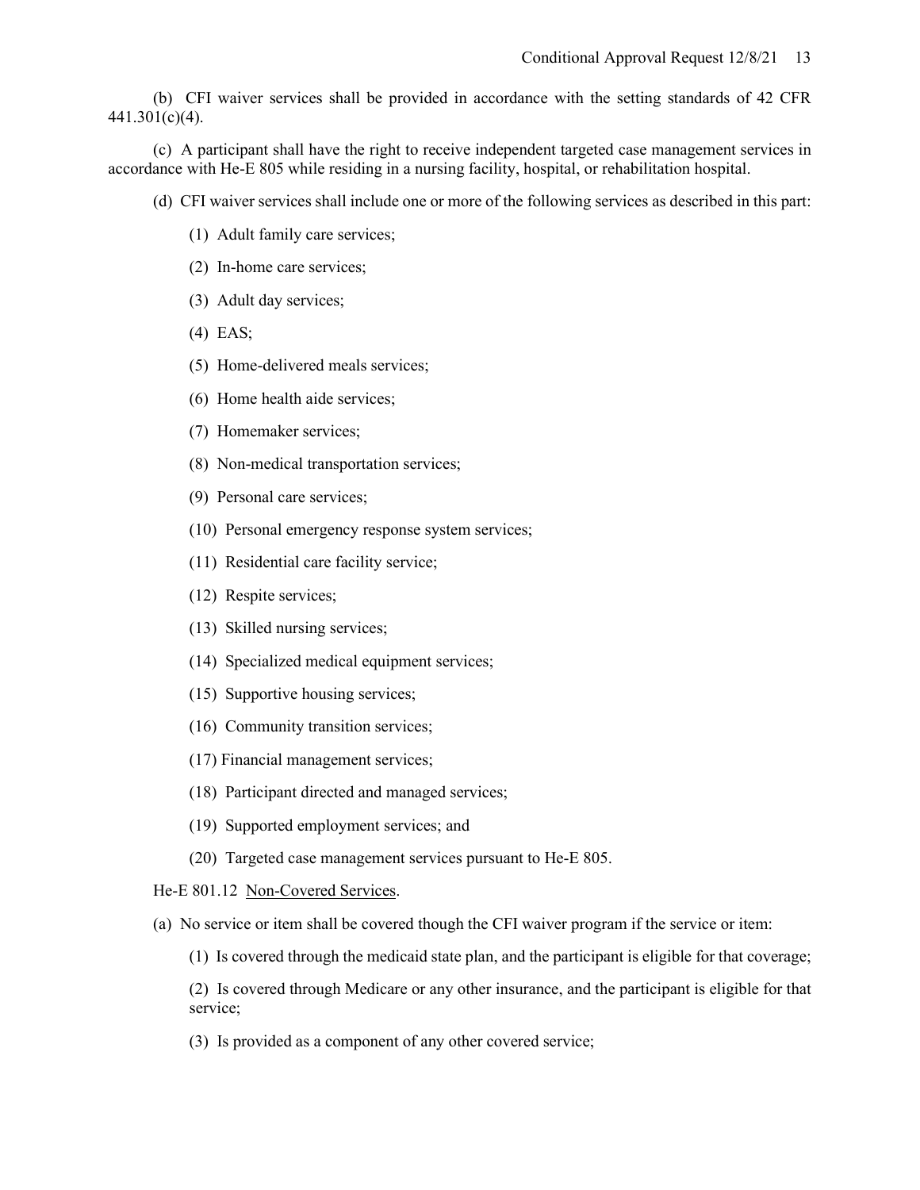(b) CFI waiver services shall be provided in accordance with the setting standards of 42 CFR 441.301(c)(4).

(c) A participant shall have the right to receive independent targeted case management services in accordance with He-E 805 while residing in a nursing facility, hospital, or rehabilitation hospital.

(d) CFI waiver services shall include one or more of the following services as described in this part:

(1) Adult family care services;

(2) In-home care services;

(3) Adult day services;

(4) EAS;

(5) Home-delivered meals services;

(6) Home health aide services;

(7) Homemaker services;

(8) Non-medical transportation services;

(9) Personal care services;

(10) Personal emergency response system services;

(11) Residential care facility service;

(12) Respite services;

(13) Skilled nursing services;

(14) Specialized medical equipment services;

(15) Supportive housing services;

(16) Community transition services;

(17) Financial management services;

(18) Participant directed and managed services;

(19) Supported employment services; and

(20) Targeted case management services pursuant to He-E 805.

He-E 801.12 Non-Covered Services.

(a) No service or item shall be covered though the CFI waiver program if the service or item:

(1) Is covered through the medicaid state plan, and the participant is eligible for that coverage;

(2) Is covered through Medicare or any other insurance, and the participant is eligible for that service;

(3) Is provided as a component of any other covered service;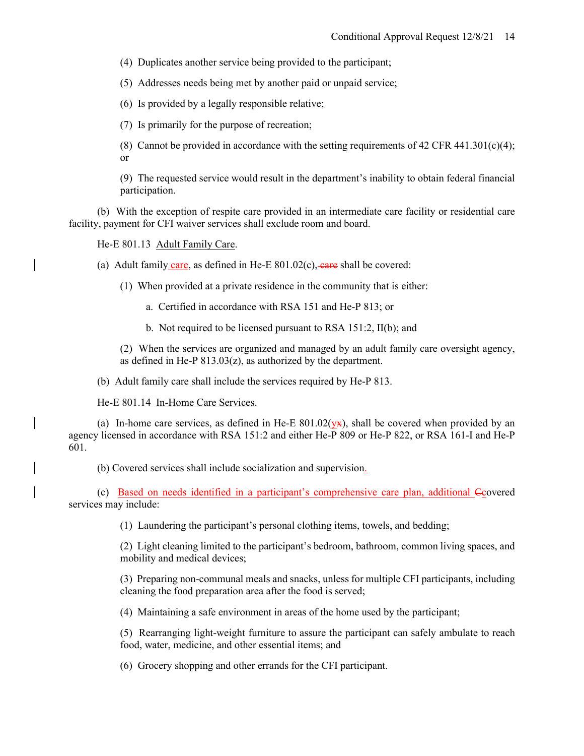(4) Duplicates another service being provided to the participant;

(5) Addresses needs being met by another paid or unpaid service;

(6) Is provided by a legally responsible relative;

(7) Is primarily for the purpose of recreation;

(8) Cannot be provided in accordance with the setting requirements of 42 CFR 441.301(c)(4); or

(9) The requested service would result in the department's inability to obtain federal financial participation.

(b) With the exception of respite care provided in an intermediate care facility or residential care facility, payment for CFI waiver services shall exclude room and board.

He-E 801.13 Adult Family Care.

(a) Adult family care, as defined in He-E 801.02(c), ~~care~~ shall be covered:

(1) When provided at a private residence in the community that is either:

a. Certified in accordance with RSA 151 and He-P 813; or

b. Not required to be licensed pursuant to RSA 151:2, II(b); and

(2) When the services are organized and managed by an adult family care oversight agency, as defined in He-P 813.03(z), as authorized by the department.

(b) Adult family care shall include the services required by He-P 813.

He-E 801.14 In-Home Care Services.

(a) In-home care services, as defined in He-E 801.02(y~~x~~), shall be covered when provided by an agency licensed in accordance with RSA 151:2 and either He-P 809 or He-P 822, or RSA 161-I and He-P 601.

(b) Covered services shall include socialization and supervision.

(c) Based on needs identified in a participant's comprehensive care plan, additional ~~C~~covered services may include:

(1) Laundering the participant's personal clothing items, towels, and bedding;

(2) Light cleaning limited to the participant's bedroom, bathroom, common living spaces, and mobility and medical devices;

(3) Preparing non-communal meals and snacks, unless for multiple CFI participants, including cleaning the food preparation area after the food is served;

(4) Maintaining a safe environment in areas of the home used by the participant;

(5) Rearranging light-weight furniture to assure the participant can safely ambulate to reach food, water, medicine, and other essential items; and

(6) Grocery shopping and other errands for the CFI participant.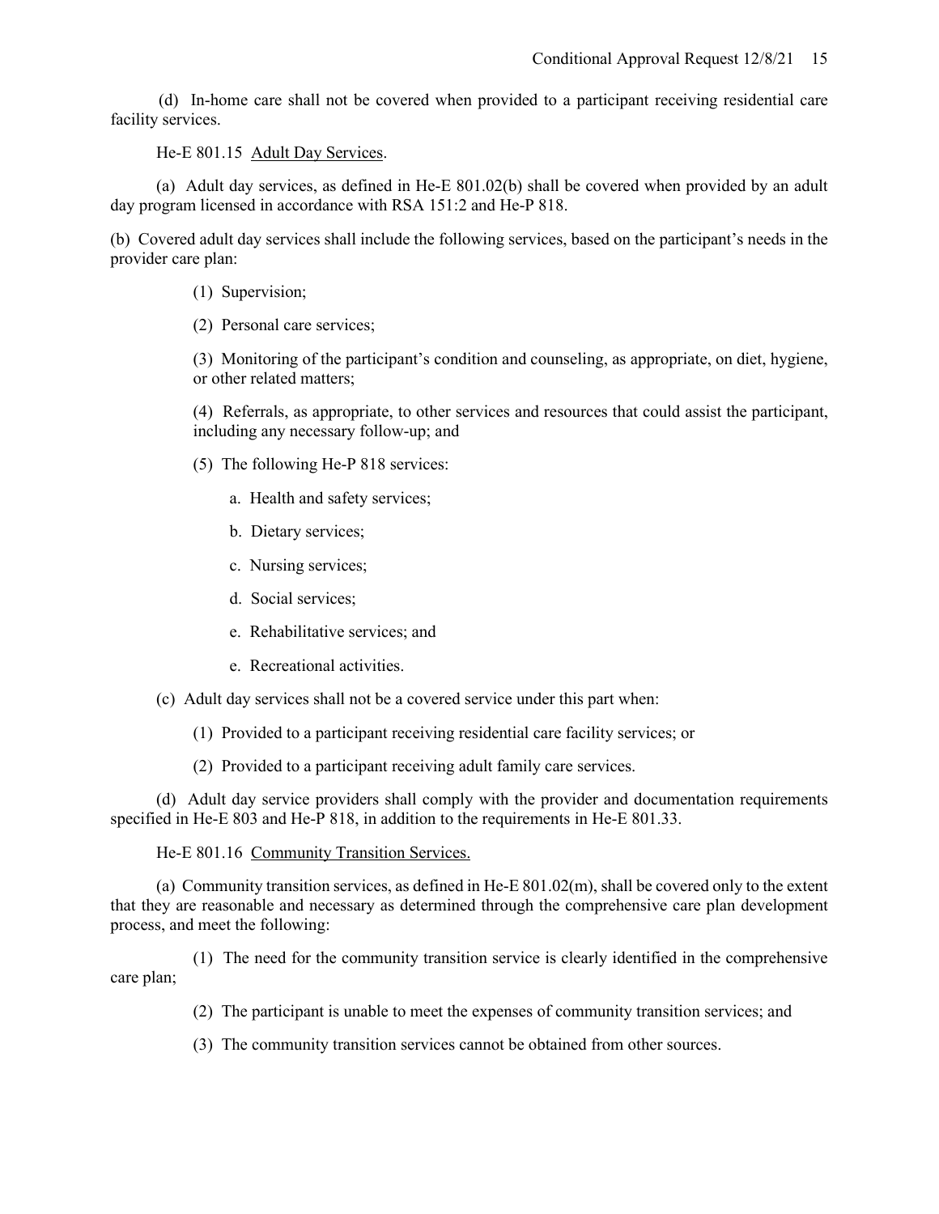(d) In-home care shall not be covered when provided to a participant receiving residential care facility services.

He-E 801.15 Adult Day Services.

(a) Adult day services, as defined in He-E 801.02(b) shall be covered when provided by an adult day program licensed in accordance with RSA 151:2 and He-P 818.

(b) Covered adult day services shall include the following services, based on the participant's needs in the provider care plan:

(1) Supervision;

(2) Personal care services;

(3) Monitoring of the participant's condition and counseling, as appropriate, on diet, hygiene, or other related matters;

(4) Referrals, as appropriate, to other services and resources that could assist the participant, including any necessary follow-up; and

(5) The following He-P 818 services:

a. Health and safety services;

b. Dietary services;

c. Nursing services;

d. Social services;

e. Rehabilitative services; and

e. Recreational activities.

(c) Adult day services shall not be a covered service under this part when:

(1) Provided to a participant receiving residential care facility services; or

(2) Provided to a participant receiving adult family care services.

(d) Adult day service providers shall comply with the provider and documentation requirements specified in He-E 803 and He-P 818, in addition to the requirements in He-E 801.33.

He-E 801.16 Community Transition Services.

(a) Community transition services, as defined in He-E 801.02(m), shall be covered only to the extent that they are reasonable and necessary as determined through the comprehensive care plan development process, and meet the following:

(1) The need for the community transition service is clearly identified in the comprehensive care plan;

(2) The participant is unable to meet the expenses of community transition services; and

(3) The community transition services cannot be obtained from other sources.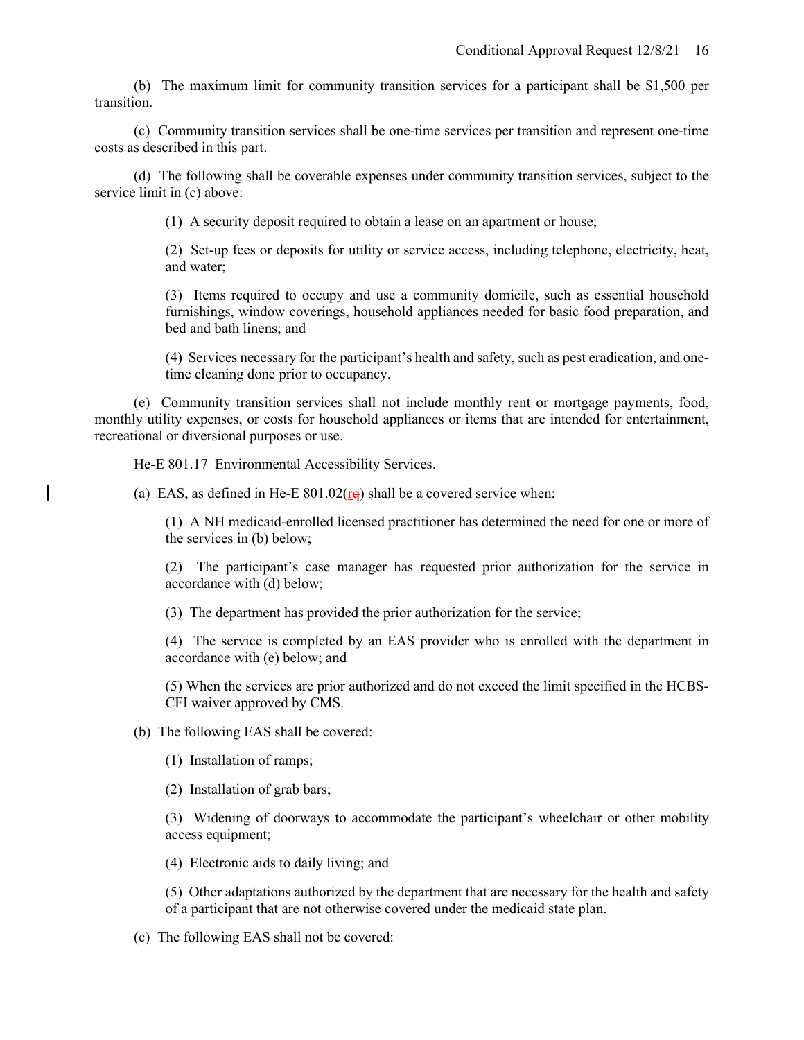(b) The maximum limit for community transition services for a participant shall be $1,500 per transition.

(c) Community transition services shall be one-time services per transition and represent one-time costs as described in this part.

(d) The following shall be coverable expenses under community transition services, subject to the service limit in (c) above:

(1) A security deposit required to obtain a lease on an apartment or house;

(2) Set-up fees or deposits for utility or service access, including telephone, electricity, heat, and water;

(3) Items required to occupy and use a community domicile, such as essential household furnishings, window coverings, household appliances needed for basic food preparation, and bed and bath linens; and

(4) Services necessary for the participant's health and safety, such as pest eradication, and one-time cleaning done prior to occupancy.

(e) Community transition services shall not include monthly rent or mortgage payments, food, monthly utility expenses, or costs for household appliances or items that are intended for entertainment, recreational or diversional purposes or use.

He-E 801.17 Environmental Accessibility Services.

(a) EAS, as defined in He-E 801.02(rq) shall be a covered service when:

(1) A NH medicaid-enrolled licensed practitioner has determined the need for one or more of the services in (b) below;

(2) The participant's case manager has requested prior authorization for the service in accordance with (d) below;

(3) The department has provided the prior authorization for the service;

(4) The service is completed by an EAS provider who is enrolled with the department in accordance with (e) below; and

(5) When the services are prior authorized and do not exceed the limit specified in the HCBS-CFI waiver approved by CMS.

(b) The following EAS shall be covered:

(1) Installation of ramps;

(2) Installation of grab bars;

(3) Widening of doorways to accommodate the participant's wheelchair or other mobility access equipment;

(4) Electronic aids to daily living; and

(5) Other adaptations authorized by the department that are necessary for the health and safety of a participant that are not otherwise covered under the medicaid state plan.

(c) The following EAS shall not be covered: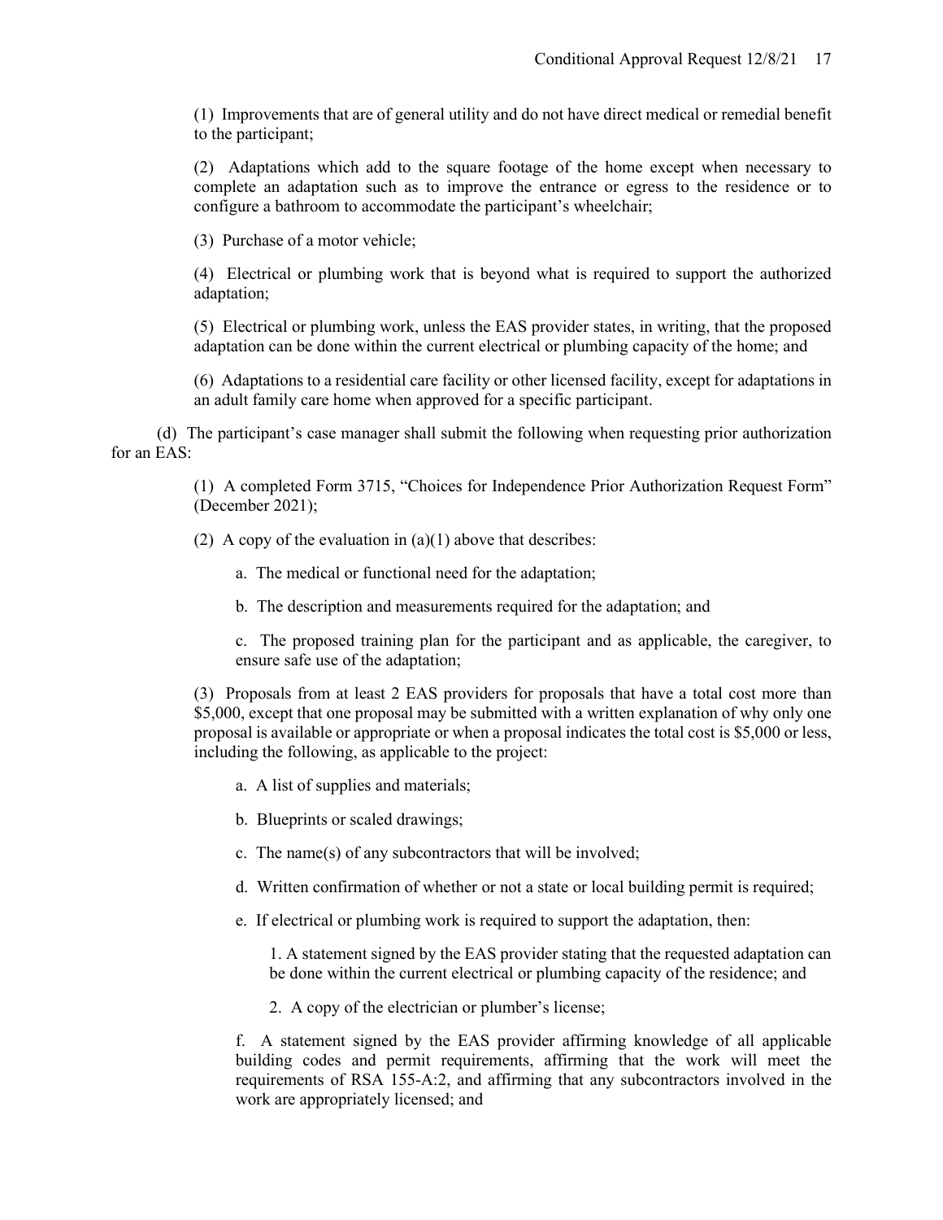(1) Improvements that are of general utility and do not have direct medical or remedial benefit to the participant;

(2) Adaptations which add to the square footage of the home except when necessary to complete an adaptation such as to improve the entrance or egress to the residence or to configure a bathroom to accommodate the participant's wheelchair;

(3) Purchase of a motor vehicle;

(4) Electrical or plumbing work that is beyond what is required to support the authorized adaptation;

(5) Electrical or plumbing work, unless the EAS provider states, in writing, that the proposed adaptation can be done within the current electrical or plumbing capacity of the home; and

(6) Adaptations to a residential care facility or other licensed facility, except for adaptations in an adult family care home when approved for a specific participant.

(d) The participant's case manager shall submit the following when requesting prior authorization for an EAS:

(1) A completed Form 3715, "Choices for Independence Prior Authorization Request Form" (December 2021);

(2) A copy of the evaluation in (a)(1) above that describes:

a. The medical or functional need for the adaptation;

b. The description and measurements required for the adaptation; and

c. The proposed training plan for the participant and as applicable, the caregiver, to ensure safe use of the adaptation;

(3) Proposals from at least 2 EAS providers for proposals that have a total cost more than \$5,000, except that one proposal may be submitted with a written explanation of why only one proposal is available or appropriate or when a proposal indicates the total cost is \$5,000 or less, including the following, as applicable to the project:

a. A list of supplies and materials;

b. Blueprints or scaled drawings;

c. The name(s) of any subcontractors that will be involved;

d. Written confirmation of whether or not a state or local building permit is required;

e. If electrical or plumbing work is required to support the adaptation, then:

1. A statement signed by the EAS provider stating that the requested adaptation can be done within the current electrical or plumbing capacity of the residence; and

2. A copy of the electrician or plumber's license;

f. A statement signed by the EAS provider affirming knowledge of all applicable building codes and permit requirements, affirming that the work will meet the requirements of RSA 155-A:2, and affirming that any subcontractors involved in the work are appropriately licensed; and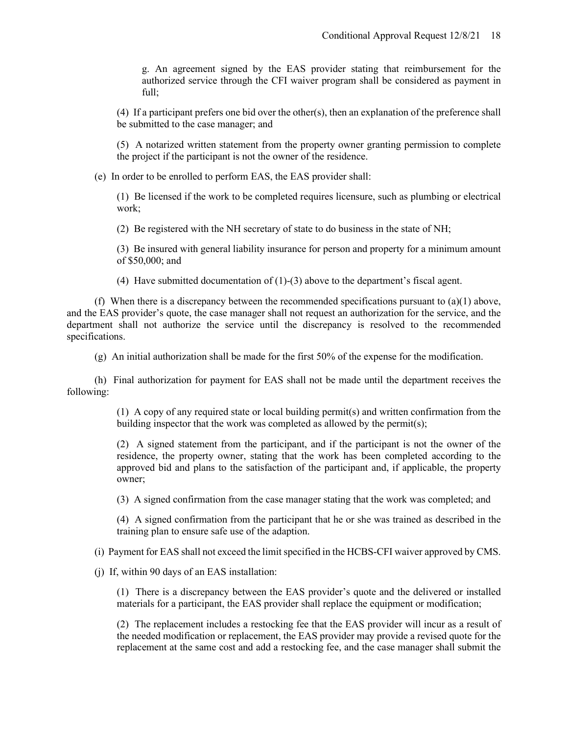g. An agreement signed by the EAS provider stating that reimbursement for the authorized service through the CFI waiver program shall be considered as payment in full;

(4) If a participant prefers one bid over the other(s), then an explanation of the preference shall be submitted to the case manager; and

(5) A notarized written statement from the property owner granting permission to complete the project if the participant is not the owner of the residence.

(e) In order to be enrolled to perform EAS, the EAS provider shall:

(1) Be licensed if the work to be completed requires licensure, such as plumbing or electrical work;

(2) Be registered with the NH secretary of state to do business in the state of NH;

(3) Be insured with general liability insurance for person and property for a minimum amount of $50,000; and

(4) Have submitted documentation of (1)-(3) above to the department's fiscal agent.

(f) When there is a discrepancy between the recommended specifications pursuant to (a)(1) above, and the EAS provider's quote, the case manager shall not request an authorization for the service, and the department shall not authorize the service until the discrepancy is resolved to the recommended specifications.

(g) An initial authorization shall be made for the first 50% of the expense for the modification.

(h) Final authorization for payment for EAS shall not be made until the department receives the following:

(1) A copy of any required state or local building permit(s) and written confirmation from the building inspector that the work was completed as allowed by the permit(s);

(2) A signed statement from the participant, and if the participant is not the owner of the residence, the property owner, stating that the work has been completed according to the approved bid and plans to the satisfaction of the participant and, if applicable, the property owner;

(3) A signed confirmation from the case manager stating that the work was completed; and

(4) A signed confirmation from the participant that he or she was trained as described in the training plan to ensure safe use of the adaption.

(i) Payment for EAS shall not exceed the limit specified in the HCBS-CFI waiver approved by CMS.

(j) If, within 90 days of an EAS installation:

(1) There is a discrepancy between the EAS provider's quote and the delivered or installed materials for a participant, the EAS provider shall replace the equipment or modification;

(2) The replacement includes a restocking fee that the EAS provider will incur as a result of the needed modification or replacement, the EAS provider may provide a revised quote for the replacement at the same cost and add a restocking fee, and the case manager shall submit the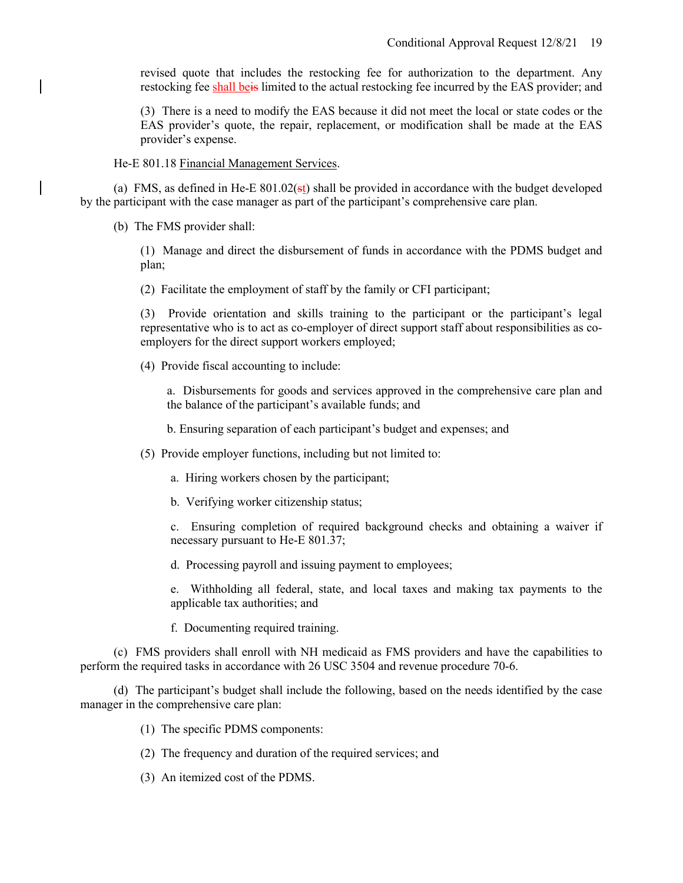revised quote that includes the restocking fee for authorization to the department. Any restocking fee shall beis limited to the actual restocking fee incurred by the EAS provider; and

(3) There is a need to modify the EAS because it did not meet the local or state codes or the EAS provider's quote, the repair, replacement, or modification shall be made at the EAS provider's expense.

He-E 801.18 Financial Management Services.

(a) FMS, as defined in He-E 801.02(st) shall be provided in accordance with the budget developed by the participant with the case manager as part of the participant's comprehensive care plan.

(b) The FMS provider shall:

(1) Manage and direct the disbursement of funds in accordance with the PDMS budget and plan;

(2) Facilitate the employment of staff by the family or CFI participant;

(3) Provide orientation and skills training to the participant or the participant's legal representative who is to act as co-employer of direct support staff about responsibilities as co-employers for the direct support workers employed;

(4) Provide fiscal accounting to include:

a. Disbursements for goods and services approved in the comprehensive care plan and the balance of the participant's available funds; and

b. Ensuring separation of each participant's budget and expenses; and

(5) Provide employer functions, including but not limited to:

a. Hiring workers chosen by the participant;

b. Verifying worker citizenship status;

c. Ensuring completion of required background checks and obtaining a waiver if necessary pursuant to He-E 801.37;

d. Processing payroll and issuing payment to employees;

e. Withholding all federal, state, and local taxes and making tax payments to the applicable tax authorities; and

f. Documenting required training.

(c) FMS providers shall enroll with NH medicaid as FMS providers and have the capabilities to perform the required tasks in accordance with 26 USC 3504 and revenue procedure 70-6.

(d) The participant's budget shall include the following, based on the needs identified by the case manager in the comprehensive care plan:

(1) The specific PDMS components:

(2) The frequency and duration of the required services; and

(3) An itemized cost of the PDMS.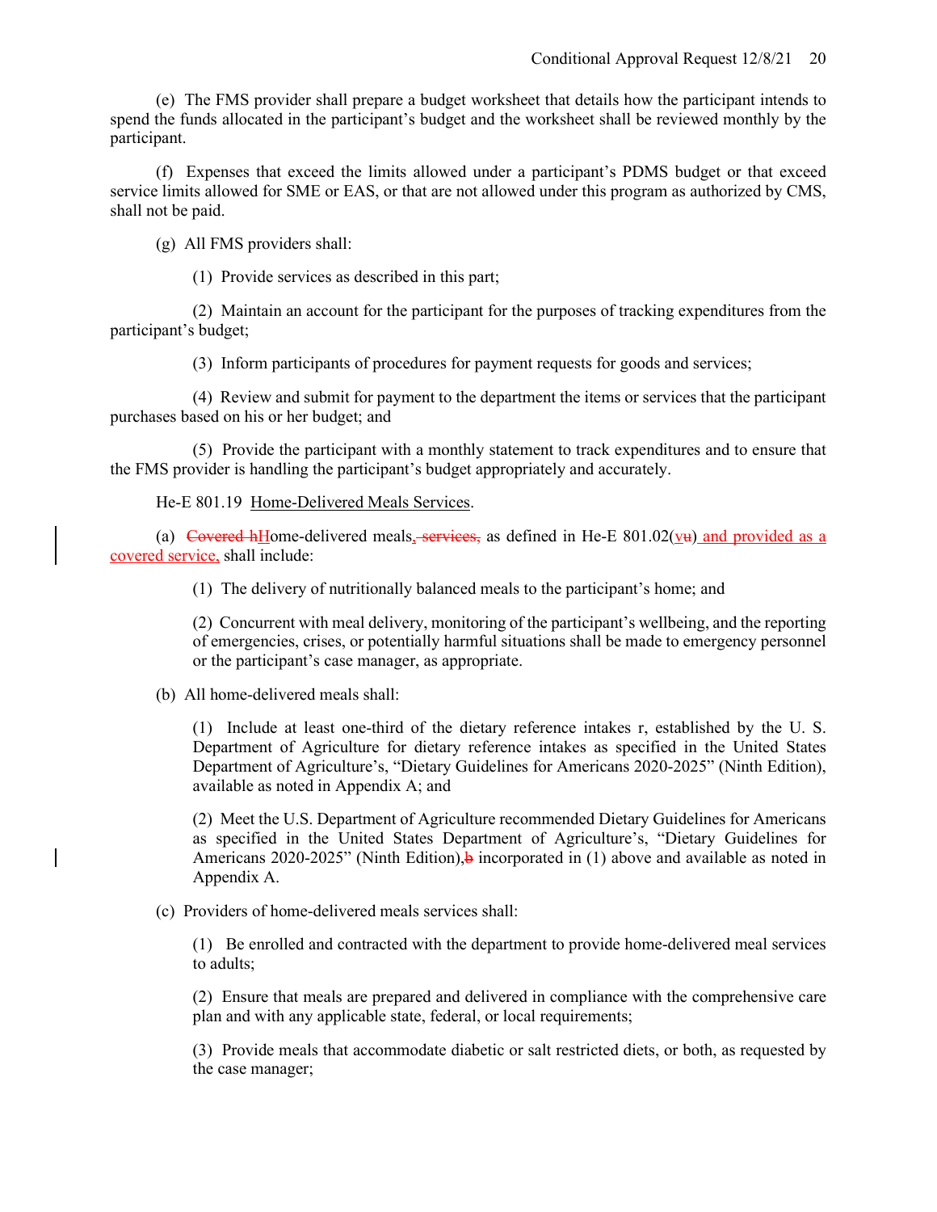(e) The FMS provider shall prepare a budget worksheet that details how the participant intends to spend the funds allocated in the participant's budget and the worksheet shall be reviewed monthly by the participant.

(f) Expenses that exceed the limits allowed under a participant's PDMS budget or that exceed service limits allowed for SME or EAS, or that are not allowed under this program as authorized by CMS, shall not be paid.

(g) All FMS providers shall:

(1) Provide services as described in this part;

(2) Maintain an account for the participant for the purposes of tracking expenditures from the participant's budget;

(3) Inform participants of procedures for payment requests for goods and services;

(4) Review and submit for payment to the department the items or services that the participant purchases based on his or her budget; and

(5) Provide the participant with a monthly statement to track expenditures and to ensure that the FMS provider is handling the participant's budget appropriately and accurately.

He-E 801.19 Home-Delivered Meals Services.

(a) ~~Covered h~~Home-delivered meals~~, services,~~ as defined in He-E 801.02(v~~u~~) and provided as a covered service, shall include:

(1) The delivery of nutritionally balanced meals to the participant's home; and

(2) Concurrent with meal delivery, monitoring of the participant's wellbeing, and the reporting of emergencies, crises, or potentially harmful situations shall be made to emergency personnel or the participant's case manager, as appropriate.

(b) All home-delivered meals shall:

(1) Include at least one-third of the dietary reference intakes r, established by the U. S. Department of Agriculture for dietary reference intakes as specified in the United States Department of Agriculture's, "Dietary Guidelines for Americans 2020-2025" (Ninth Edition), available as noted in Appendix A; and

(2) Meet the U.S. Department of Agriculture recommended Dietary Guidelines for Americans as specified in the United States Department of Agriculture's, "Dietary Guidelines for Americans 2020-2025" (Ninth Edition),~~b~~ incorporated in (1) above and available as noted in Appendix A.

(c) Providers of home-delivered meals services shall:

(1) Be enrolled and contracted with the department to provide home-delivered meal services to adults;

(2) Ensure that meals are prepared and delivered in compliance with the comprehensive care plan and with any applicable state, federal, or local requirements;

(3) Provide meals that accommodate diabetic or salt restricted diets, or both, as requested by the case manager;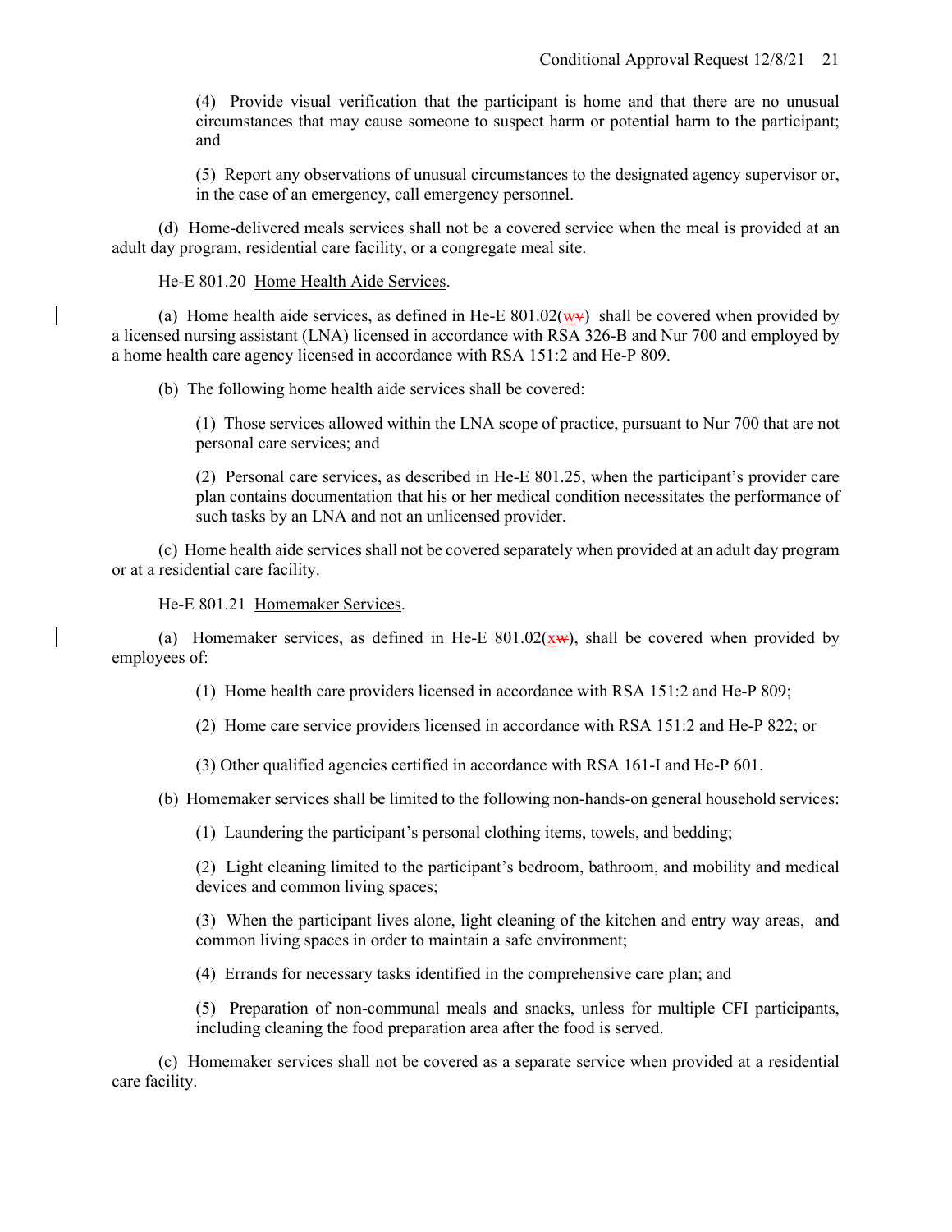(4) Provide visual verification that the participant is home and that there are no unusual circumstances that may cause someone to suspect harm or potential harm to the participant; and

(5) Report any observations of unusual circumstances to the designated agency supervisor or, in the case of an emergency, call emergency personnel.

(d) Home-delivered meals services shall not be a covered service when the meal is provided at an adult day program, residential care facility, or a congregate meal site.

He-E 801.20 Home Health Aide Services.

(a) Home health aide services, as defined in He-E 801.02(w~~v~~) shall be covered when provided by a licensed nursing assistant (LNA) licensed in accordance with RSA 326-B and Nur 700 and employed by a home health care agency licensed in accordance with RSA 151:2 and He-P 809.

(b) The following home health aide services shall be covered:

(1) Those services allowed within the LNA scope of practice, pursuant to Nur 700 that are not personal care services; and

(2) Personal care services, as described in He-E 801.25, when the participant's provider care plan contains documentation that his or her medical condition necessitates the performance of such tasks by an LNA and not an unlicensed provider.

(c) Home health aide services shall not be covered separately when provided at an adult day program or at a residential care facility.

He-E 801.21 Homemaker Services.

(a) Homemaker services, as defined in He-E 801.02(x~~w~~), shall be covered when provided by employees of:

(1) Home health care providers licensed in accordance with RSA 151:2 and He-P 809;

(2) Home care service providers licensed in accordance with RSA 151:2 and He-P 822; or

(3) Other qualified agencies certified in accordance with RSA 161-I and He-P 601.

(b) Homemaker services shall be limited to the following non-hands-on general household services:

(1) Laundering the participant's personal clothing items, towels, and bedding;

(2) Light cleaning limited to the participant's bedroom, bathroom, and mobility and medical devices and common living spaces;

(3) When the participant lives alone, light cleaning of the kitchen and entry way areas, and common living spaces in order to maintain a safe environment;

(4) Errands for necessary tasks identified in the comprehensive care plan; and

(5) Preparation of non-communal meals and snacks, unless for multiple CFI participants, including cleaning the food preparation area after the food is served.

(c) Homemaker services shall not be covered as a separate service when provided at a residential care facility.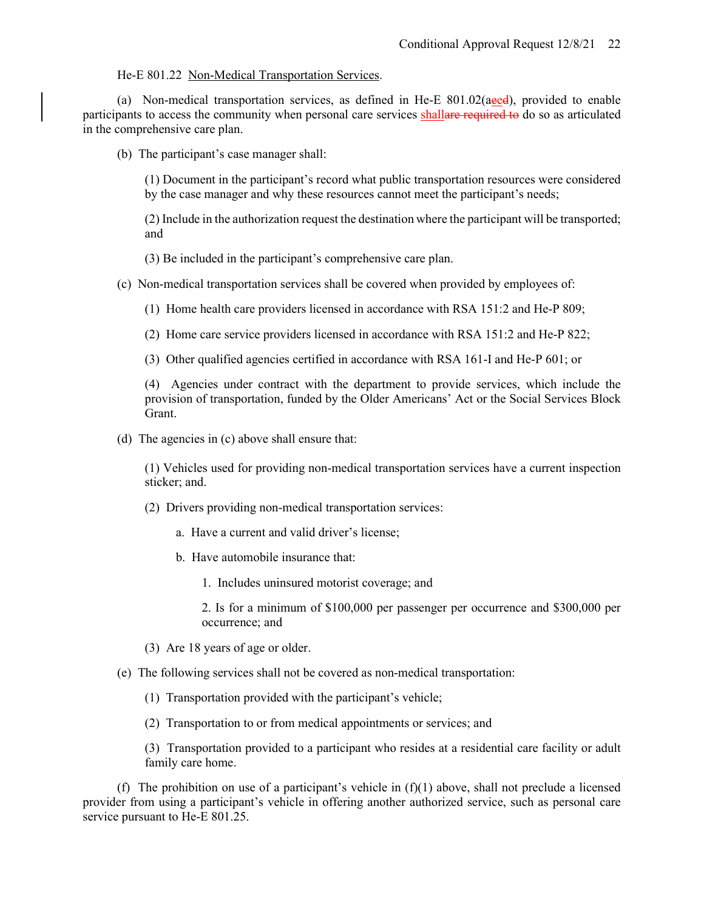He-E 801.22 Non-Medical Transportation Services.

(a) Non-medical transportation services, as defined in He-E 801.02(a~~ed~~), provided to enable participants to access the community when personal care services shall~~are required to~~ do so as articulated in the comprehensive care plan.

(b) The participant's case manager shall:

(1) Document in the participant's record what public transportation resources were considered by the case manager and why these resources cannot meet the participant's needs;

(2) Include in the authorization request the destination where the participant will be transported; and

(3) Be included in the participant's comprehensive care plan.

(c) Non-medical transportation services shall be covered when provided by employees of:

(1) Home health care providers licensed in accordance with RSA 151:2 and He-P 809;

(2) Home care service providers licensed in accordance with RSA 151:2 and He-P 822;

(3) Other qualified agencies certified in accordance with RSA 161-I and He-P 601; or

(4) Agencies under contract with the department to provide services, which include the provision of transportation, funded by the Older Americans' Act or the Social Services Block Grant.

(d) The agencies in (c) above shall ensure that:

(1) Vehicles used for providing non-medical transportation services have a current inspection sticker; and.

(2) Drivers providing non-medical transportation services:

a. Have a current and valid driver's license;

b. Have automobile insurance that:

1. Includes uninsured motorist coverage; and

2. Is for a minimum of $100,000 per passenger per occurrence and $300,000 per occurrence; and

(3) Are 18 years of age or older.

(e) The following services shall not be covered as non-medical transportation:

(1) Transportation provided with the participant's vehicle;

(2) Transportation to or from medical appointments or services; and

(3) Transportation provided to a participant who resides at a residential care facility or adult family care home.

(f) The prohibition on use of a participant's vehicle in (f)(1) above, shall not preclude a licensed provider from using a participant's vehicle in offering another authorized service, such as personal care service pursuant to He-E 801.25.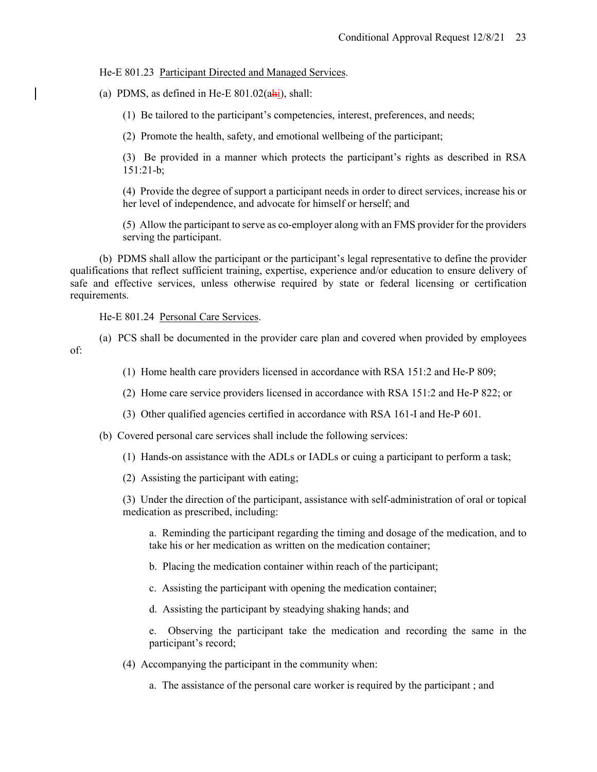He-E 801.23 Participant Directed and Managed Services.

(a) PDMS, as defined in He-E 801.02(ahi), shall:

(1) Be tailored to the participant's competencies, interest, preferences, and needs;

(2) Promote the health, safety, and emotional wellbeing of the participant;

(3) Be provided in a manner which protects the participant's rights as described in RSA 151:21-b;

(4) Provide the degree of support a participant needs in order to direct services, increase his or her level of independence, and advocate for himself or herself; and

(5) Allow the participant to serve as co-employer along with an FMS provider for the providers serving the participant.

(b) PDMS shall allow the participant or the participant's legal representative to define the provider qualifications that reflect sufficient training, expertise, experience and/or education to ensure delivery of safe and effective services, unless otherwise required by state or federal licensing or certification requirements.

He-E 801.24 Personal Care Services.

(a) PCS shall be documented in the provider care plan and covered when provided by employees of:

(1) Home health care providers licensed in accordance with RSA 151:2 and He-P 809;

(2) Home care service providers licensed in accordance with RSA 151:2 and He-P 822; or

(3) Other qualified agencies certified in accordance with RSA 161-I and He-P 601.

(b) Covered personal care services shall include the following services:

(1) Hands-on assistance with the ADLs or IADLs or cuing a participant to perform a task;

(2) Assisting the participant with eating;

(3) Under the direction of the participant, assistance with self-administration of oral or topical medication as prescribed, including:

a. Reminding the participant regarding the timing and dosage of the medication, and to take his or her medication as written on the medication container;

b. Placing the medication container within reach of the participant;

c. Assisting the participant with opening the medication container;

d. Assisting the participant by steadying shaking hands; and

e. Observing the participant take the medication and recording the same in the participant's record;

(4) Accompanying the participant in the community when:

a. The assistance of the personal care worker is required by the participant ; and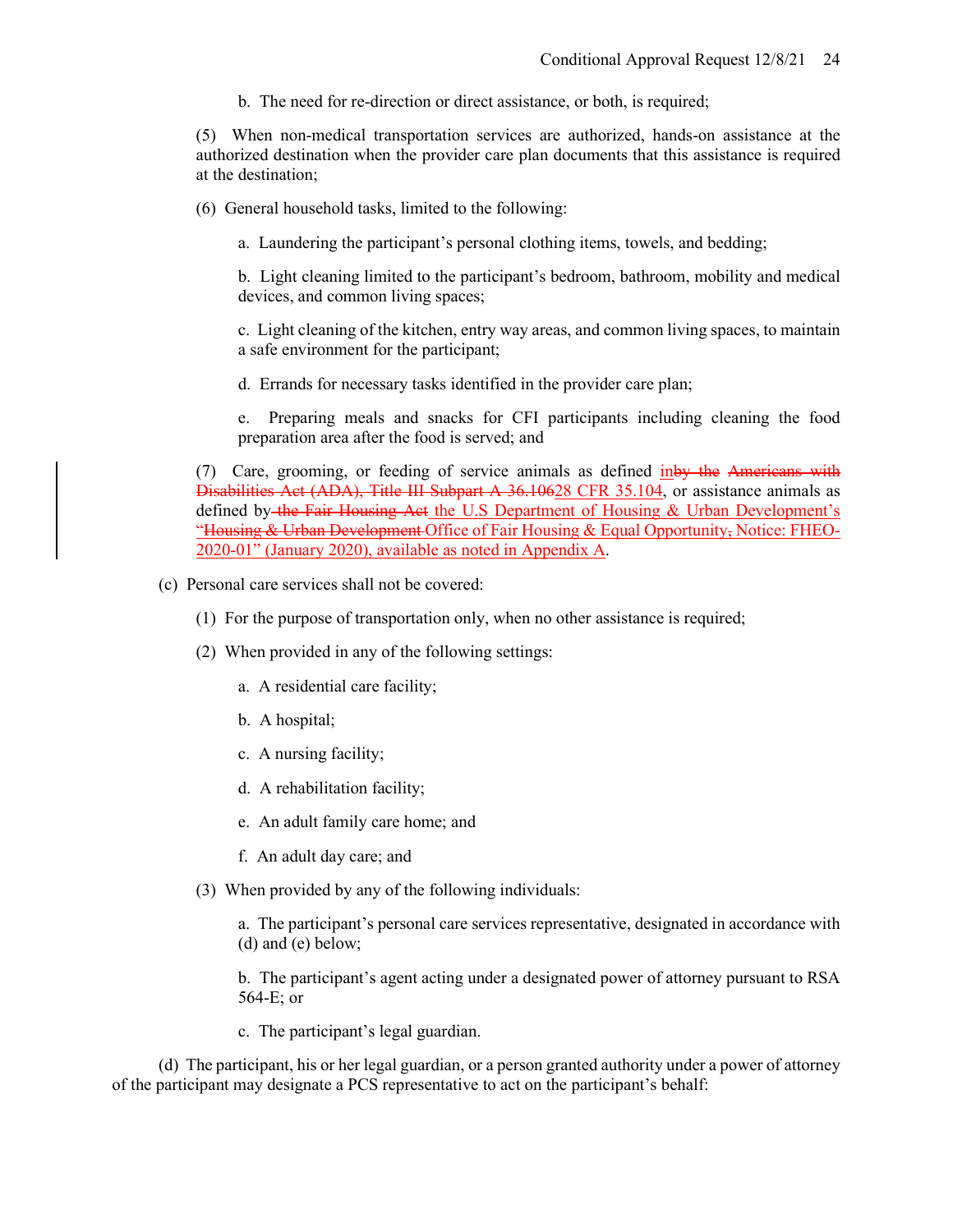b. The need for re-direction or direct assistance, or both, is required;

(5) When non-medical transportation services are authorized, hands-on assistance at the authorized destination when the provider care plan documents that this assistance is required at the destination;

(6) General household tasks, limited to the following:

a. Laundering the participant's personal clothing items, towels, and bedding;

b. Light cleaning limited to the participant's bedroom, bathroom, mobility and medical devices, and common living spaces;

c. Light cleaning of the kitchen, entry way areas, and common living spaces, to maintain a safe environment for the participant;

d. Errands for necessary tasks identified in the provider care plan;

e. Preparing meals and snacks for CFI participants including cleaning the food preparation area after the food is served; and

(7) Care, grooming, or feeding of service animals as defined in~~by the Americans with Disabilities Act (ADA), Title III Subpart A 36.106~~28 CFR 35.104, or assistance animals as defined by~~ the Fair Housing Act~~ the U.S Department of Housing & Urban Development's "~~Housing & Urban Development~~ Office of Fair Housing & Equal Opportunity~~,~~ Notice: FHEO-2020-01" (January 2020), available as noted in Appendix A.

(c) Personal care services shall not be covered:

(1) For the purpose of transportation only, when no other assistance is required;

(2) When provided in any of the following settings:

a. A residential care facility;

b. A hospital;

c. A nursing facility;

d. A rehabilitation facility;

e. An adult family care home; and

f. An adult day care; and

(3) When provided by any of the following individuals:

a. The participant's personal care services representative, designated in accordance with (d) and (e) below;

b. The participant's agent acting under a designated power of attorney pursuant to RSA 564-E; or

c. The participant's legal guardian.

(d) The participant, his or her legal guardian, or a person granted authority under a power of attorney of the participant may designate a PCS representative to act on the participant's behalf: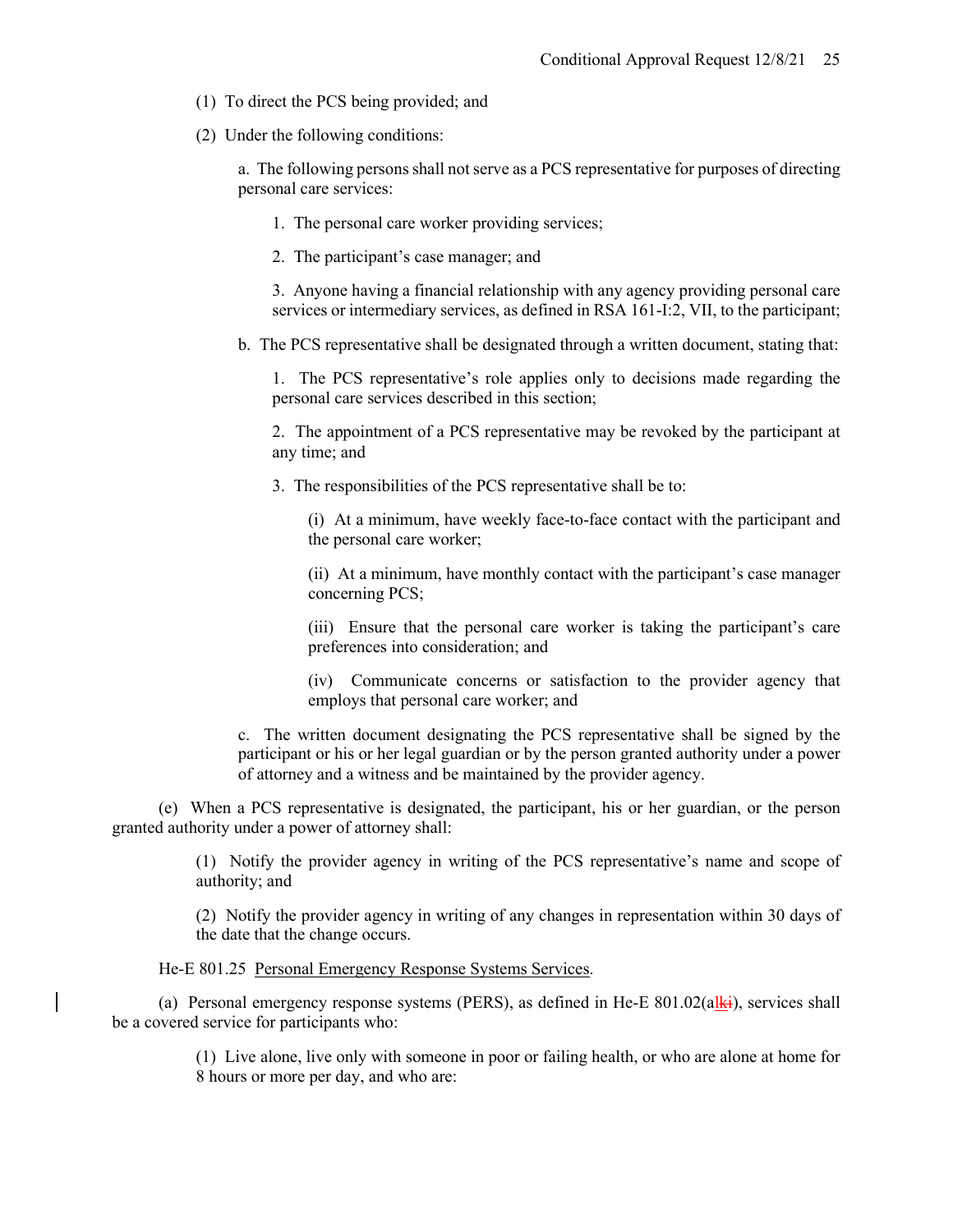(1) To direct the PCS being provided; and

(2) Under the following conditions:

a. The following persons shall not serve as a PCS representative for purposes of directing personal care services:

1. The personal care worker providing services;

2. The participant's case manager; and

3. Anyone having a financial relationship with any agency providing personal care services or intermediary services, as defined in RSA 161-I:2, VII, to the participant;

b. The PCS representative shall be designated through a written document, stating that:

1. The PCS representative's role applies only to decisions made regarding the personal care services described in this section;

2. The appointment of a PCS representative may be revoked by the participant at any time; and

3. The responsibilities of the PCS representative shall be to:

(i) At a minimum, have weekly face-to-face contact with the participant and the personal care worker;

(ii) At a minimum, have monthly contact with the participant's case manager concerning PCS;

(iii) Ensure that the personal care worker is taking the participant's care preferences into consideration; and

(iv) Communicate concerns or satisfaction to the provider agency that employs that personal care worker; and

c. The written document designating the PCS representative shall be signed by the participant or his or her legal guardian or by the person granted authority under a power of attorney and a witness and be maintained by the provider agency.

(e) When a PCS representative is designated, the participant, his or her guardian, or the person granted authority under a power of attorney shall:

(1) Notify the provider agency in writing of the PCS representative's name and scope of authority; and

(2) Notify the provider agency in writing of any changes in representation within 30 days of the date that the change occurs.

He-E 801.25 Personal Emergency Response Systems Services.

(a) Personal emergency response systems (PERS), as defined in He-E 801.02(alkki), services shall be a covered service for participants who:

(1) Live alone, live only with someone in poor or failing health, or who are alone at home for 8 hours or more per day, and who are: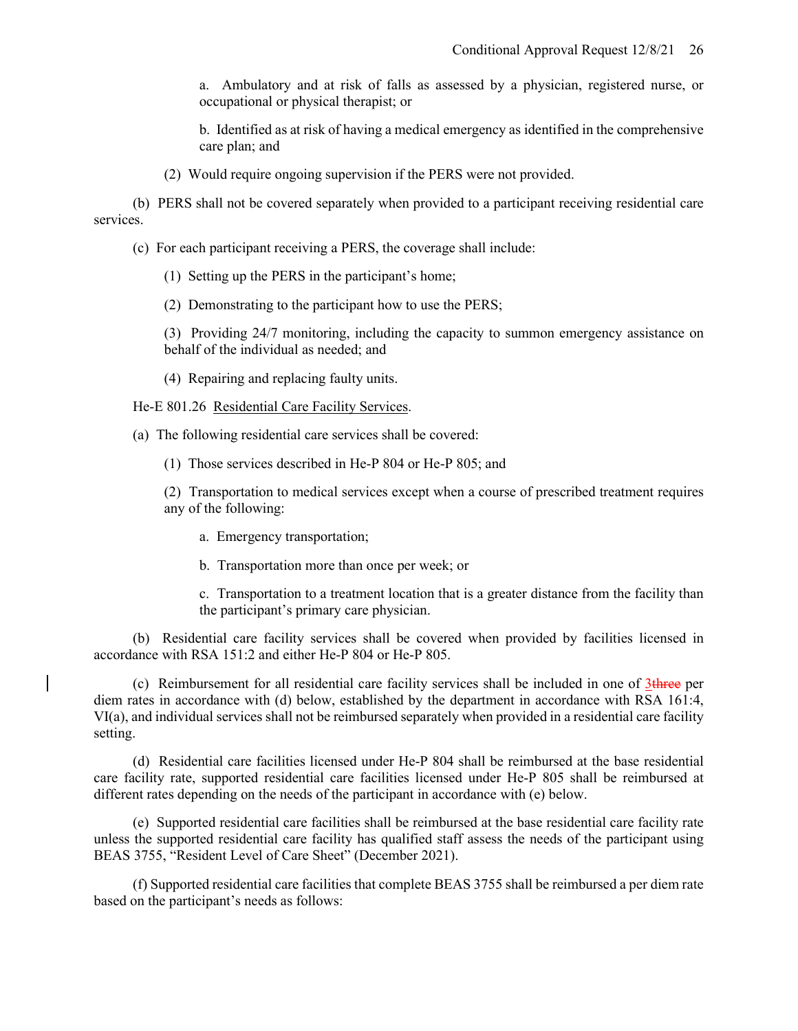a. Ambulatory and at risk of falls as assessed by a physician, registered nurse, or occupational or physical therapist; or

b. Identified as at risk of having a medical emergency as identified in the comprehensive care plan; and

(2) Would require ongoing supervision if the PERS were not provided.

(b) PERS shall not be covered separately when provided to a participant receiving residential care services.

(c) For each participant receiving a PERS, the coverage shall include:

(1) Setting up the PERS in the participant's home;

(2) Demonstrating to the participant how to use the PERS;

(3) Providing 24/7 monitoring, including the capacity to summon emergency assistance on behalf of the individual as needed; and

(4) Repairing and replacing faulty units.

He-E 801.26 Residential Care Facility Services.

(a) The following residential care services shall be covered:

(1) Those services described in He-P 804 or He-P 805; and

(2) Transportation to medical services except when a course of prescribed treatment requires any of the following:

a. Emergency transportation;

b. Transportation more than once per week; or

c. Transportation to a treatment location that is a greater distance from the facility than the participant's primary care physician.

(b) Residential care facility services shall be covered when provided by facilities licensed in accordance with RSA 151:2 and either He-P 804 or He-P 805.

(c) Reimbursement for all residential care facility services shall be included in one of 3~~three~~ per diem rates in accordance with (d) below, established by the department in accordance with RSA 161:4, VI(a), and individual services shall not be reimbursed separately when provided in a residential care facility setting.

(d) Residential care facilities licensed under He-P 804 shall be reimbursed at the base residential care facility rate, supported residential care facilities licensed under He-P 805 shall be reimbursed at different rates depending on the needs of the participant in accordance with (e) below.

(e) Supported residential care facilities shall be reimbursed at the base residential care facility rate unless the supported residential care facility has qualified staff assess the needs of the participant using BEAS 3755, "Resident Level of Care Sheet" (December 2021).

(f) Supported residential care facilities that complete BEAS 3755 shall be reimbursed a per diem rate based on the participant's needs as follows: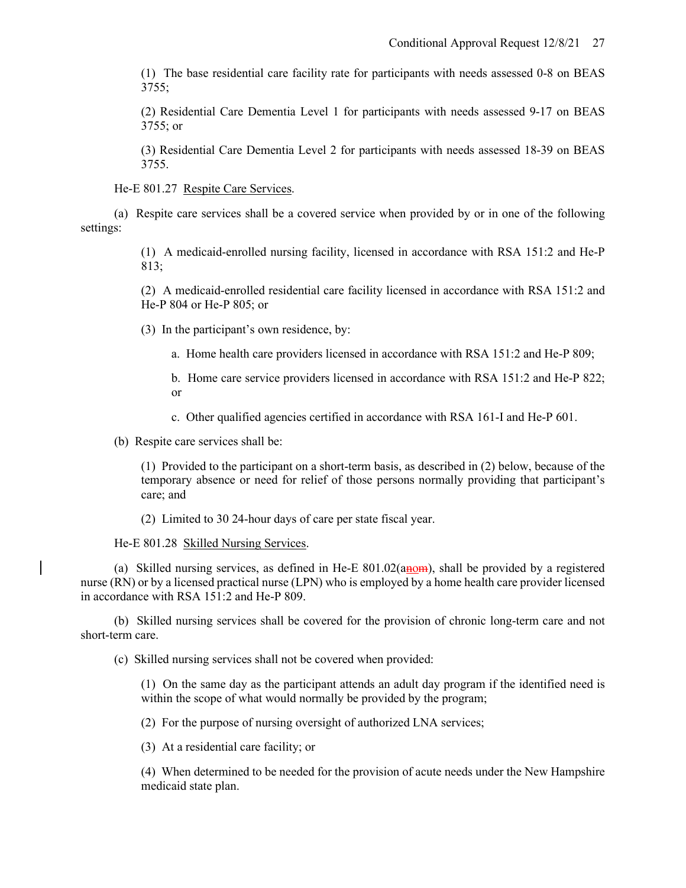(1) The base residential care facility rate for participants with needs assessed 0-8 on BEAS 3755;

(2) Residential Care Dementia Level 1 for participants with needs assessed 9-17 on BEAS 3755; or

(3) Residential Care Dementia Level 2 for participants with needs assessed 18-39 on BEAS 3755.

He-E 801.27 Respite Care Services.

(a) Respite care services shall be a covered service when provided by or in one of the following settings:

(1) A medicaid-enrolled nursing facility, licensed in accordance with RSA 151:2 and He-P 813;

(2) A medicaid-enrolled residential care facility licensed in accordance with RSA 151:2 and He-P 804 or He-P 805; or

(3) In the participant's own residence, by:

a. Home health care providers licensed in accordance with RSA 151:2 and He-P 809;

b. Home care service providers licensed in accordance with RSA 151:2 and He-P 822; or

c. Other qualified agencies certified in accordance with RSA 161-I and He-P 601.

(b) Respite care services shall be:

(1) Provided to the participant on a short-term basis, as described in (2) below, because of the temporary absence or need for relief of those persons normally providing that participant's care; and

(2) Limited to 30 24-hour days of care per state fiscal year.

He-E 801.28 Skilled Nursing Services.

(a) Skilled nursing services, as defined in He-E 801.02(a~~nom~~), shall be provided by a registered nurse (RN) or by a licensed practical nurse (LPN) who is employed by a home health care provider licensed in accordance with RSA 151:2 and He-P 809.

(b) Skilled nursing services shall be covered for the provision of chronic long-term care and not short-term care.

(c) Skilled nursing services shall not be covered when provided:

(1) On the same day as the participant attends an adult day program if the identified need is within the scope of what would normally be provided by the program;

(2) For the purpose of nursing oversight of authorized LNA services;

(3) At a residential care facility; or

(4) When determined to be needed for the provision of acute needs under the New Hampshire medicaid state plan.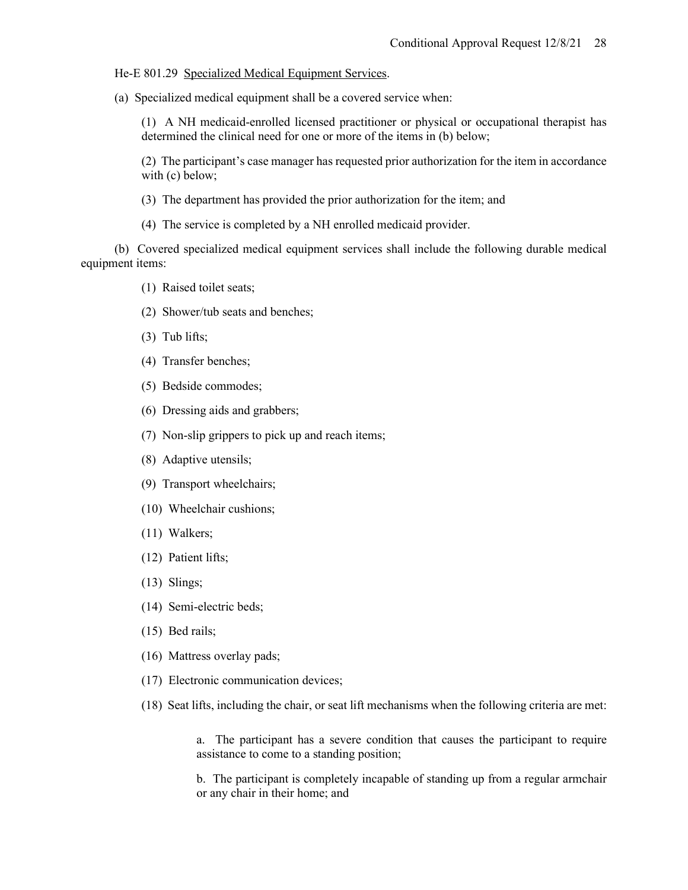He-E 801.29 <u>Specialized Medical Equipment Services</u>.

(a) Specialized medical equipment shall be a covered service when:

(1) A NH medicaid-enrolled licensed practitioner or physical or occupational therapist has determined the clinical need for one or more of the items in (b) below;

(2) The participant's case manager has requested prior authorization for the item in accordance with (c) below;

(3) The department has provided the prior authorization for the item; and

(4) The service is completed by a NH enrolled medicaid provider.

(b) Covered specialized medical equipment services shall include the following durable medical equipment items:

(1) Raised toilet seats;

(2) Shower/tub seats and benches;

(3) Tub lifts;

(4) Transfer benches;

(5) Bedside commodes;

(6) Dressing aids and grabbers;

(7) Non-slip grippers to pick up and reach items;

(8) Adaptive utensils;

(9) Transport wheelchairs;

(10) Wheelchair cushions;

(11) Walkers;

(12) Patient lifts;

(13) Slings;

(14) Semi-electric beds;

(15) Bed rails;

(16) Mattress overlay pads;

(17) Electronic communication devices;

(18) Seat lifts, including the chair, or seat lift mechanisms when the following criteria are met:

a. The participant has a severe condition that causes the participant to require assistance to come to a standing position;

b. The participant is completely incapable of standing up from a regular armchair or any chair in their home; and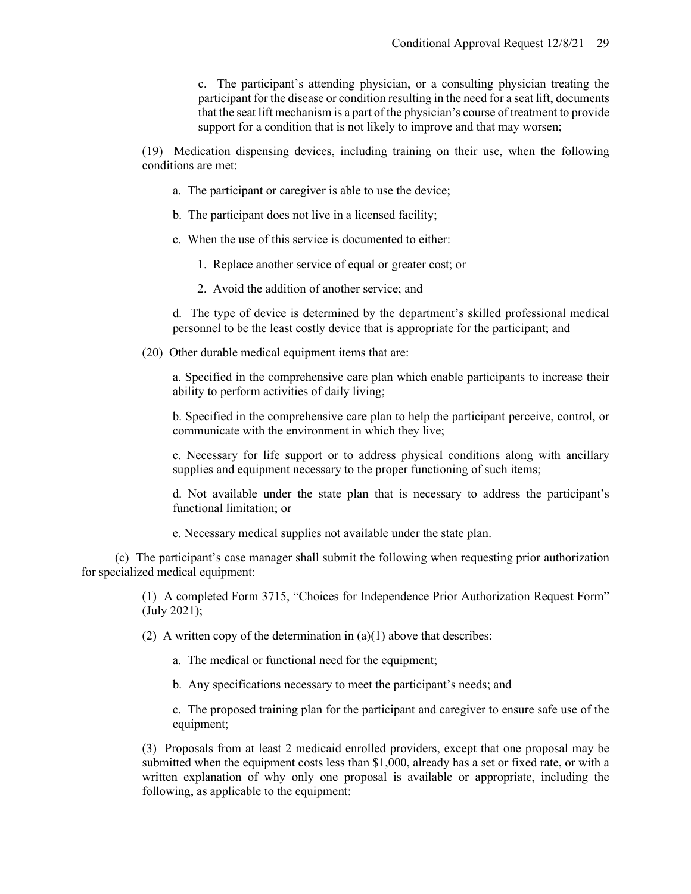c. The participant's attending physician, or a consulting physician treating the participant for the disease or condition resulting in the need for a seat lift, documents that the seat lift mechanism is a part of the physician's course of treatment to provide support for a condition that is not likely to improve and that may worsen;

(19) Medication dispensing devices, including training on their use, when the following conditions are met:

a. The participant or caregiver is able to use the device;

b. The participant does not live in a licensed facility;

c. When the use of this service is documented to either:

1. Replace another service of equal or greater cost; or

2. Avoid the addition of another service; and

d. The type of device is determined by the department's skilled professional medical personnel to be the least costly device that is appropriate for the participant; and

(20) Other durable medical equipment items that are:

a. Specified in the comprehensive care plan which enable participants to increase their ability to perform activities of daily living;

b. Specified in the comprehensive care plan to help the participant perceive, control, or communicate with the environment in which they live;

c. Necessary for life support or to address physical conditions along with ancillary supplies and equipment necessary to the proper functioning of such items;

d. Not available under the state plan that is necessary to address the participant's functional limitation; or

e. Necessary medical supplies not available under the state plan.

(c) The participant's case manager shall submit the following when requesting prior authorization for specialized medical equipment:

(1) A completed Form 3715, "Choices for Independence Prior Authorization Request Form" (July 2021);

(2) A written copy of the determination in (a)(1) above that describes:

a. The medical or functional need for the equipment;

b. Any specifications necessary to meet the participant's needs; and

c. The proposed training plan for the participant and caregiver to ensure safe use of the equipment;

(3) Proposals from at least 2 medicaid enrolled providers, except that one proposal may be submitted when the equipment costs less than $1,000, already has a set or fixed rate, or with a written explanation of why only one proposal is available or appropriate, including the following, as applicable to the equipment: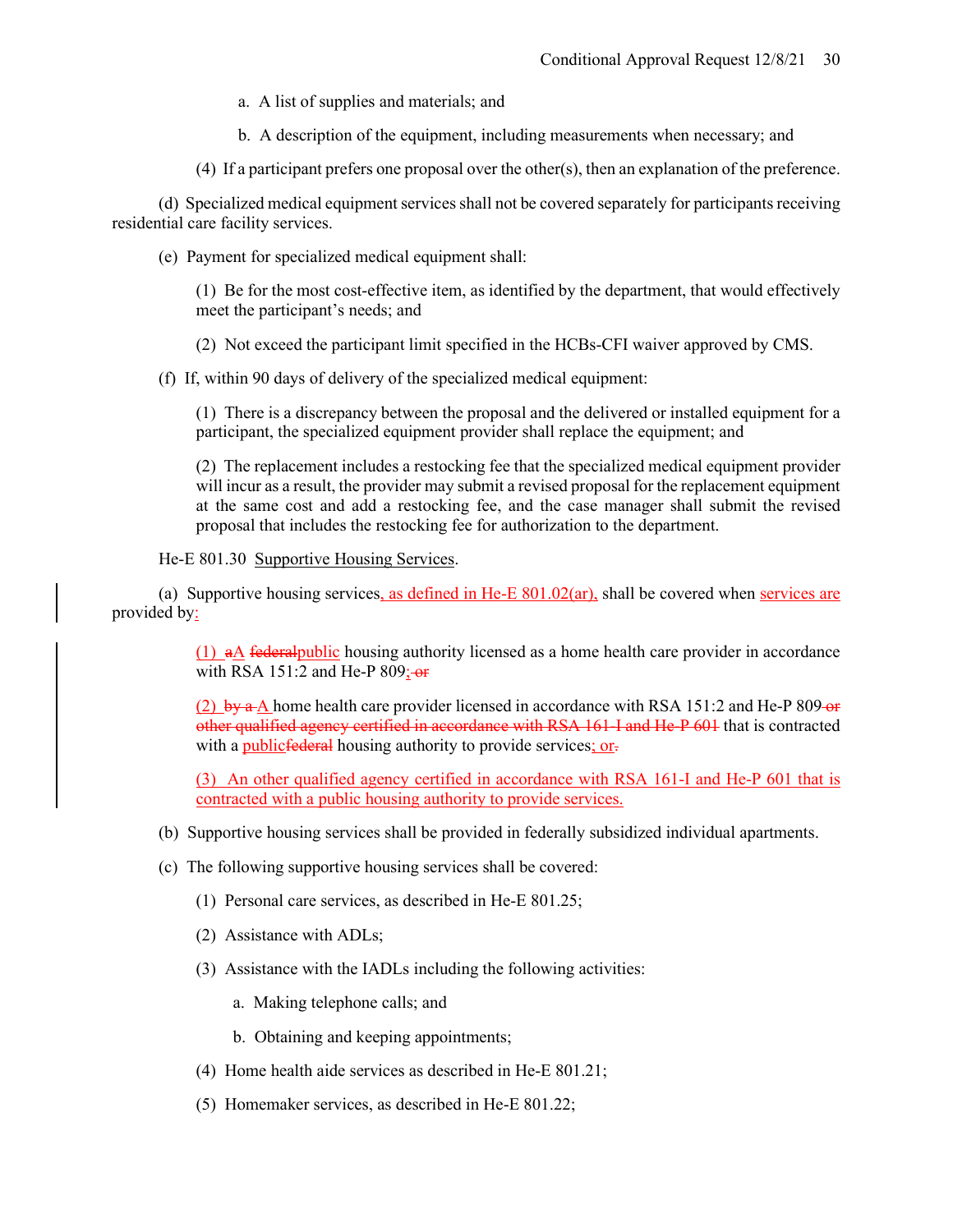a. A list of supplies and materials; and

b. A description of the equipment, including measurements when necessary; and

(4) If a participant prefers one proposal over the other(s), then an explanation of the preference.

(d) Specialized medical equipment services shall not be covered separately for participants receiving residential care facility services.

(e) Payment for specialized medical equipment shall:

(1) Be for the most cost-effective item, as identified by the department, that would effectively meet the participant's needs; and

(2) Not exceed the participant limit specified in the HCBs-CFI waiver approved by CMS.

(f) If, within 90 days of delivery of the specialized medical equipment:

(1) There is a discrepancy between the proposal and the delivered or installed equipment for a participant, the specialized equipment provider shall replace the equipment; and

(2) The replacement includes a restocking fee that the specialized medical equipment provider will incur as a result, the provider may submit a revised proposal for the replacement equipment at the same cost and add a restocking fee, and the case manager shall submit the revised proposal that includes the restocking fee for authorization to the department.

He-E 801.30 Supportive Housing Services.

(a) Supportive housing services<u>, as defined in He-E 801.02(ar),</u> shall be covered when <u>services are</u> provided by<u>:</u>

<u>(1)</u> ~~a~~<u>A</u> ~~federal~~<u>public</u> housing authority licensed as a home health care provider in accordance with RSA 151:2 and He-P 809<u>;</u>~~, or~~

<u>(2)</u> ~~by a~~ <u>A</u> home health care provider licensed in accordance with RSA 151:2 and He-P 809 ~~or other qualified agency certified in accordance with RSA 161-I and He-P 601~~ that is contracted with a <u>public</u>~~federal~~ housing authority to provide services<u>; or</u>~~.~~

<u>(3) An other qualified agency certified in accordance with RSA 161-I and He-P 601 that is contracted with a public housing authority to provide services.</u>

(b) Supportive housing services shall be provided in federally subsidized individual apartments.

(c) The following supportive housing services shall be covered:

(1) Personal care services, as described in He-E 801.25;

(2) Assistance with ADLs;

(3) Assistance with the IADLs including the following activities:

a. Making telephone calls; and

b. Obtaining and keeping appointments;

(4) Home health aide services as described in He-E 801.21;

(5) Homemaker services, as described in He-E 801.22;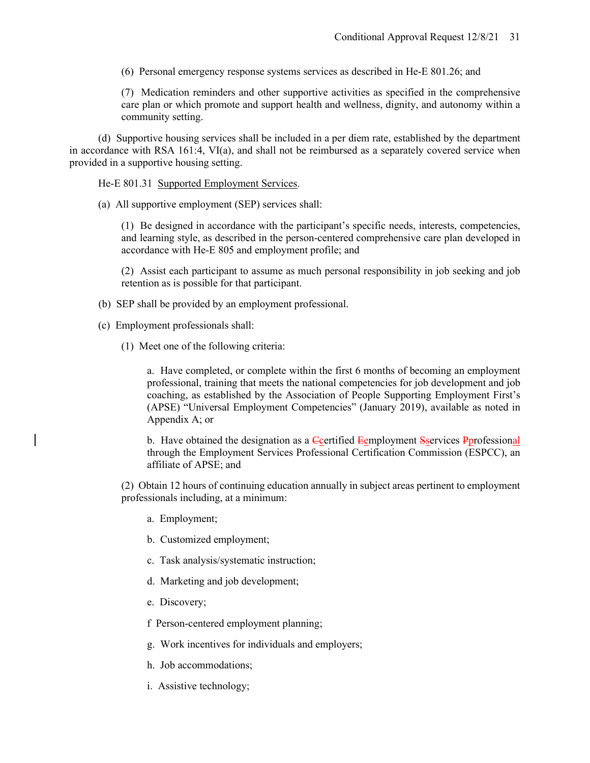(6) Personal emergency response systems services as described in He-E 801.26; and

(7) Medication reminders and other supportive activities as specified in the comprehensive care plan or which promote and support health and wellness, dignity, and autonomy within a community setting.

(d) Supportive housing services shall be included in a per diem rate, established by the department in accordance with RSA 161:4, VI(a), and shall not be reimbursed as a separately covered service when provided in a supportive housing setting.

He-E 801.31 Supported Employment Services.

(a) All supportive employment (SEP) services shall:

(1) Be designed in accordance with the participant's specific needs, interests, competencies, and learning style, as described in the person-centered comprehensive care plan developed in accordance with He-E 805 and employment profile; and

(2) Assist each participant to assume as much personal responsibility in job seeking and job retention as is possible for that participant.

(b) SEP shall be provided by an employment professional.

(c) Employment professionals shall:

(1) Meet one of the following criteria:

a. Have completed, or complete within the first 6 months of becoming an employment professional, training that meets the national competencies for job development and job coaching, as established by the Association of People Supporting Employment First's (APSE) "Universal Employment Competencies" (January 2019), available as noted in Appendix A; or

b. Have obtained the designation as a ~~C~~certified ~~E~~employment ~~S~~services ~~P~~professional through the Employment Services Professional Certification Commission (ESPCC), an affiliate of APSE; and

(2) Obtain 12 hours of continuing education annually in subject areas pertinent to employment professionals including, at a minimum:

a. Employment;

b. Customized employment;

c. Task analysis/systematic instruction;

d. Marketing and job development;

e. Discovery;

f Person-centered employment planning;

g. Work incentives for individuals and employers;

h. Job accommodations;

i. Assistive technology;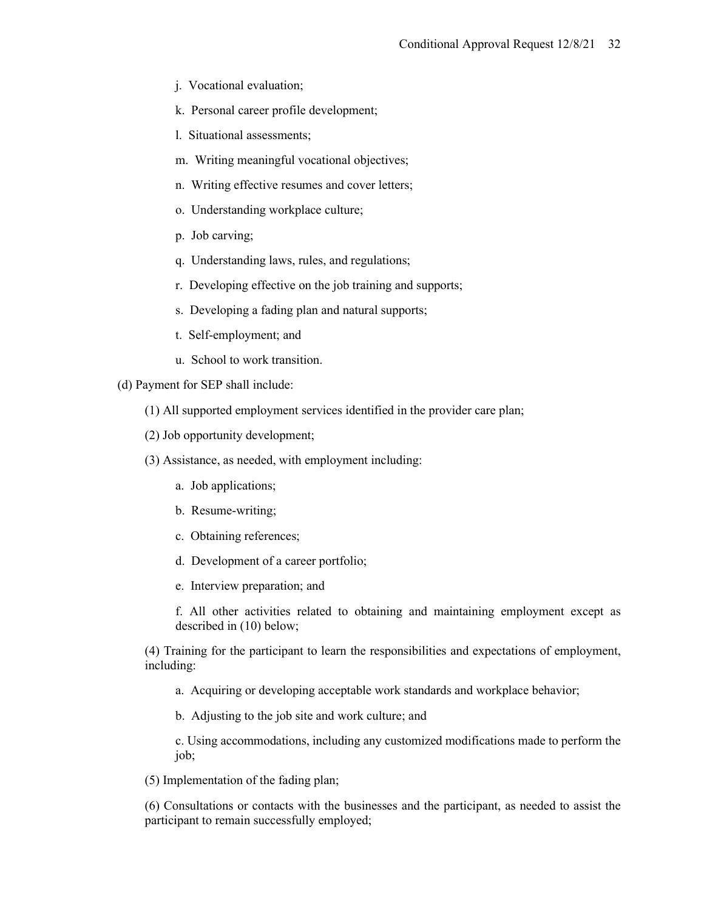j. Vocational evaluation;

k. Personal career profile development;

l. Situational assessments;

m. Writing meaningful vocational objectives;

n. Writing effective resumes and cover letters;

o. Understanding workplace culture;

p. Job carving;

q. Understanding laws, rules, and regulations;

r. Developing effective on the job training and supports;

s. Developing a fading plan and natural supports;

t. Self-employment; and

u. School to work transition.

(d) Payment for SEP shall include:

(1) All supported employment services identified in the provider care plan;

(2) Job opportunity development;

(3) Assistance, as needed, with employment including:

a. Job applications;

b. Resume-writing;

c. Obtaining references;

d. Development of a career portfolio;

e. Interview preparation; and

f. All other activities related to obtaining and maintaining employment except as described in (10) below;

(4) Training for the participant to learn the responsibilities and expectations of employment, including:

a. Acquiring or developing acceptable work standards and workplace behavior;

b. Adjusting to the job site and work culture; and

c. Using accommodations, including any customized modifications made to perform the job;

(5) Implementation of the fading plan;

(6) Consultations or contacts with the businesses and the participant, as needed to assist the participant to remain successfully employed;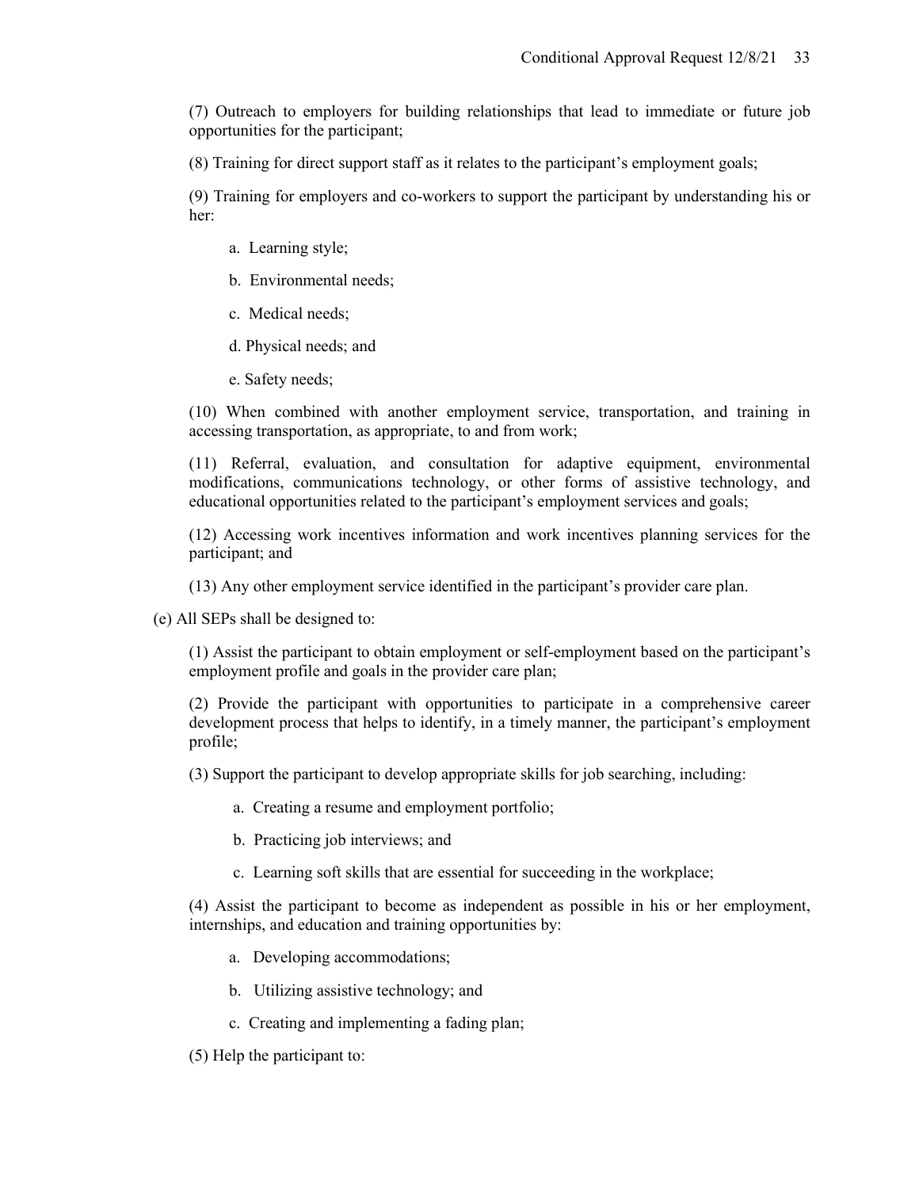(7) Outreach to employers for building relationships that lead to immediate or future job opportunities for the participant;

(8) Training for direct support staff as it relates to the participant's employment goals;

(9) Training for employers and co-workers to support the participant by understanding his or her:

a. Learning style;

b. Environmental needs;

c. Medical needs;

d. Physical needs; and

e. Safety needs;

(10) When combined with another employment service, transportation, and training in accessing transportation, as appropriate, to and from work;

(11) Referral, evaluation, and consultation for adaptive equipment, environmental modifications, communications technology, or other forms of assistive technology, and educational opportunities related to the participant's employment services and goals;

(12) Accessing work incentives information and work incentives planning services for the participant; and

(13) Any other employment service identified in the participant's provider care plan.

(e) All SEPs shall be designed to:

(1) Assist the participant to obtain employment or self-employment based on the participant's employment profile and goals in the provider care plan;

(2) Provide the participant with opportunities to participate in a comprehensive career development process that helps to identify, in a timely manner, the participant's employment profile;

(3) Support the participant to develop appropriate skills for job searching, including:

a. Creating a resume and employment portfolio;

b. Practicing job interviews; and

c. Learning soft skills that are essential for succeeding in the workplace;

(4) Assist the participant to become as independent as possible in his or her employment, internships, and education and training opportunities by:

a. Developing accommodations;

b. Utilizing assistive technology; and

c. Creating and implementing a fading plan;

(5) Help the participant to: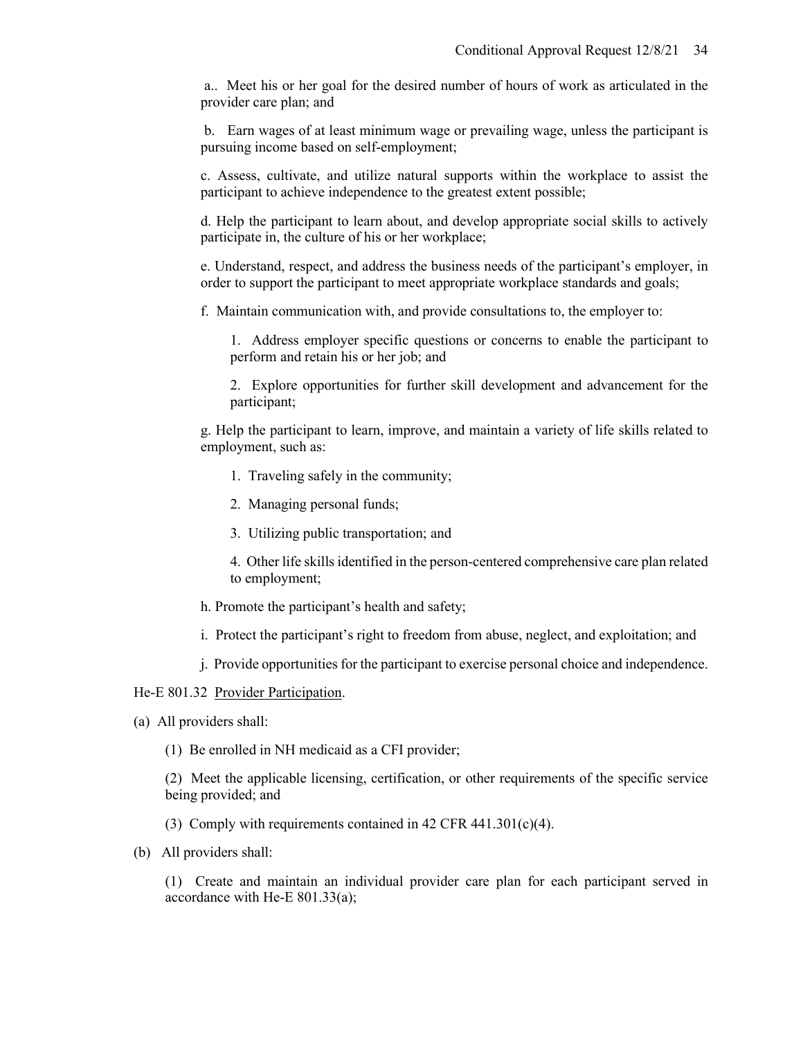a.. Meet his or her goal for the desired number of hours of work as articulated in the provider care plan; and

b. Earn wages of at least minimum wage or prevailing wage, unless the participant is pursuing income based on self-employment;

c. Assess, cultivate, and utilize natural supports within the workplace to assist the participant to achieve independence to the greatest extent possible;

d. Help the participant to learn about, and develop appropriate social skills to actively participate in, the culture of his or her workplace;

e. Understand, respect, and address the business needs of the participant's employer, in order to support the participant to meet appropriate workplace standards and goals;

f. Maintain communication with, and provide consultations to, the employer to:

1. Address employer specific questions or concerns to enable the participant to perform and retain his or her job; and

2. Explore opportunities for further skill development and advancement for the participant;

g. Help the participant to learn, improve, and maintain a variety of life skills related to employment, such as:

1. Traveling safely in the community;

2. Managing personal funds;

3. Utilizing public transportation; and

4. Other life skills identified in the person-centered comprehensive care plan related to employment;

h. Promote the participant's health and safety;

i. Protect the participant's right to freedom from abuse, neglect, and exploitation; and

j. Provide opportunities for the participant to exercise personal choice and independence.

He-E 801.32 Provider Participation.

(a) All providers shall:

(1) Be enrolled in NH medicaid as a CFI provider;

(2) Meet the applicable licensing, certification, or other requirements of the specific service being provided; and

(3) Comply with requirements contained in 42 CFR 441.301(c)(4).

(b) All providers shall:

(1) Create and maintain an individual provider care plan for each participant served in accordance with He-E 801.33(a);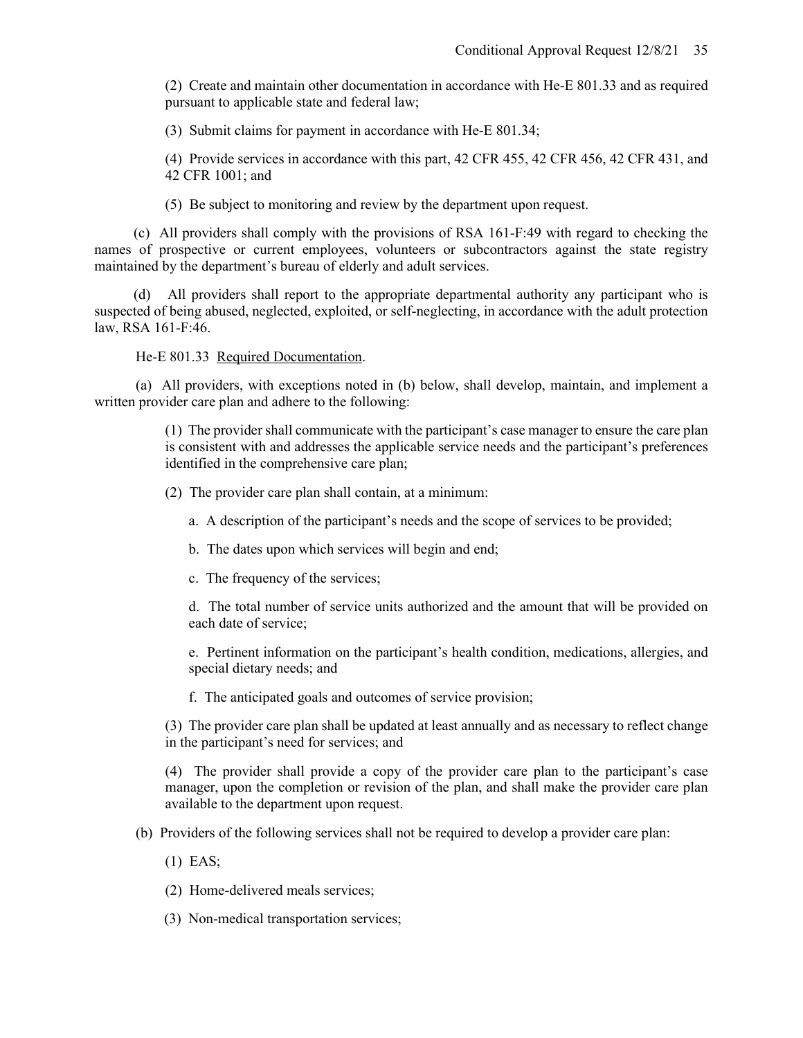(2) Create and maintain other documentation in accordance with He-E 801.33 and as required pursuant to applicable state and federal law;

(3) Submit claims for payment in accordance with He-E 801.34;

(4) Provide services in accordance with this part, 42 CFR 455, 42 CFR 456, 42 CFR 431, and 42 CFR 1001; and

(5) Be subject to monitoring and review by the department upon request.

(c) All providers shall comply with the provisions of RSA 161-F:49 with regard to checking the names of prospective or current employees, volunteers or subcontractors against the state registry maintained by the department's bureau of elderly and adult services.

(d) All providers shall report to the appropriate departmental authority any participant who is suspected of being abused, neglected, exploited, or self-neglecting, in accordance with the adult protection law, RSA 161-F:46.

He-E 801.33 Required Documentation.

(a) All providers, with exceptions noted in (b) below, shall develop, maintain, and implement a written provider care plan and adhere to the following:

(1) The provider shall communicate with the participant's case manager to ensure the care plan is consistent with and addresses the applicable service needs and the participant's preferences identified in the comprehensive care plan;

(2) The provider care plan shall contain, at a minimum:

a. A description of the participant's needs and the scope of services to be provided;

b. The dates upon which services will begin and end;

c. The frequency of the services;

d. The total number of service units authorized and the amount that will be provided on each date of service;

e. Pertinent information on the participant's health condition, medications, allergies, and special dietary needs; and

f. The anticipated goals and outcomes of service provision;

(3) The provider care plan shall be updated at least annually and as necessary to reflect change in the participant's need for services; and

(4) The provider shall provide a copy of the provider care plan to the participant's case manager, upon the completion or revision of the plan, and shall make the provider care plan available to the department upon request.

(b) Providers of the following services shall not be required to develop a provider care plan:

(1) EAS;

(2) Home-delivered meals services;

(3) Non-medical transportation services;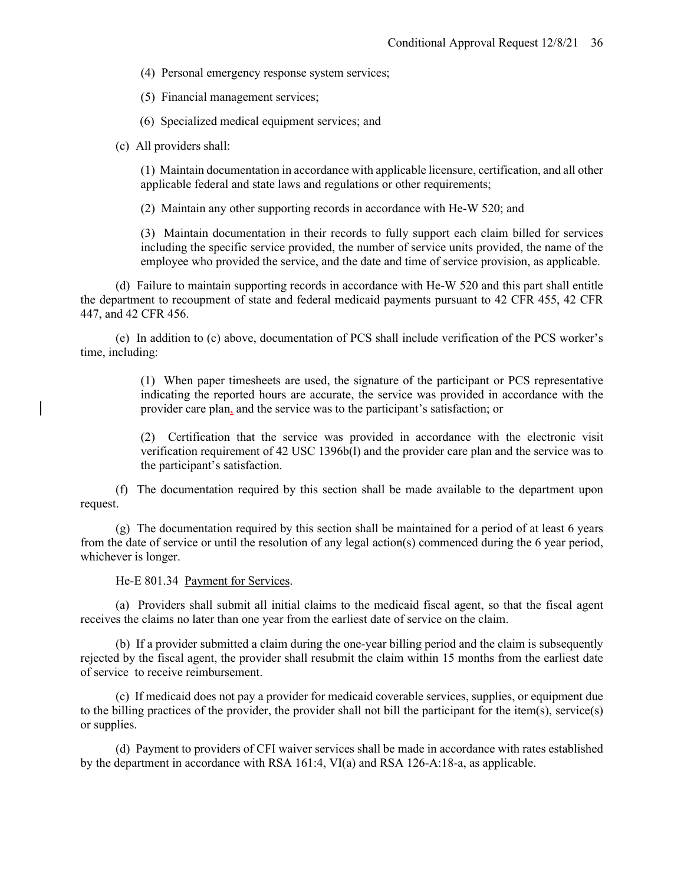(4) Personal emergency response system services;

(5) Financial management services;

(6) Specialized medical equipment services; and

(c) All providers shall:

(1) Maintain documentation in accordance with applicable licensure, certification, and all other applicable federal and state laws and regulations or other requirements;

(2) Maintain any other supporting records in accordance with He-W 520; and

(3) Maintain documentation in their records to fully support each claim billed for services including the specific service provided, the number of service units provided, the name of the employee who provided the service, and the date and time of service provision, as applicable.

(d) Failure to maintain supporting records in accordance with He-W 520 and this part shall entitle the department to recoupment of state and federal medicaid payments pursuant to 42 CFR 455, 42 CFR 447, and 42 CFR 456.

(e) In addition to (c) above, documentation of PCS shall include verification of the PCS worker's time, including:

(1) When paper timesheets are used, the signature of the participant or PCS representative indicating the reported hours are accurate, the service was provided in accordance with the provider care plan, and the service was to the participant's satisfaction; or

(2) Certification that the service was provided in accordance with the electronic visit verification requirement of 42 USC 1396b(l) and the provider care plan and the service was to the participant's satisfaction.

(f) The documentation required by this section shall be made available to the department upon request.

(g) The documentation required by this section shall be maintained for a period of at least 6 years from the date of service or until the resolution of any legal action(s) commenced during the 6 year period, whichever is longer.

He-E 801.34 Payment for Services.

(a) Providers shall submit all initial claims to the medicaid fiscal agent, so that the fiscal agent receives the claims no later than one year from the earliest date of service on the claim.

(b) If a provider submitted a claim during the one-year billing period and the claim is subsequently rejected by the fiscal agent, the provider shall resubmit the claim within 15 months from the earliest date of service to receive reimbursement.

(c) If medicaid does not pay a provider for medicaid coverable services, supplies, or equipment due to the billing practices of the provider, the provider shall not bill the participant for the item(s), service(s) or supplies.

(d) Payment to providers of CFI waiver services shall be made in accordance with rates established by the department in accordance with RSA 161:4, VI(a) and RSA 126-A:18-a, as applicable.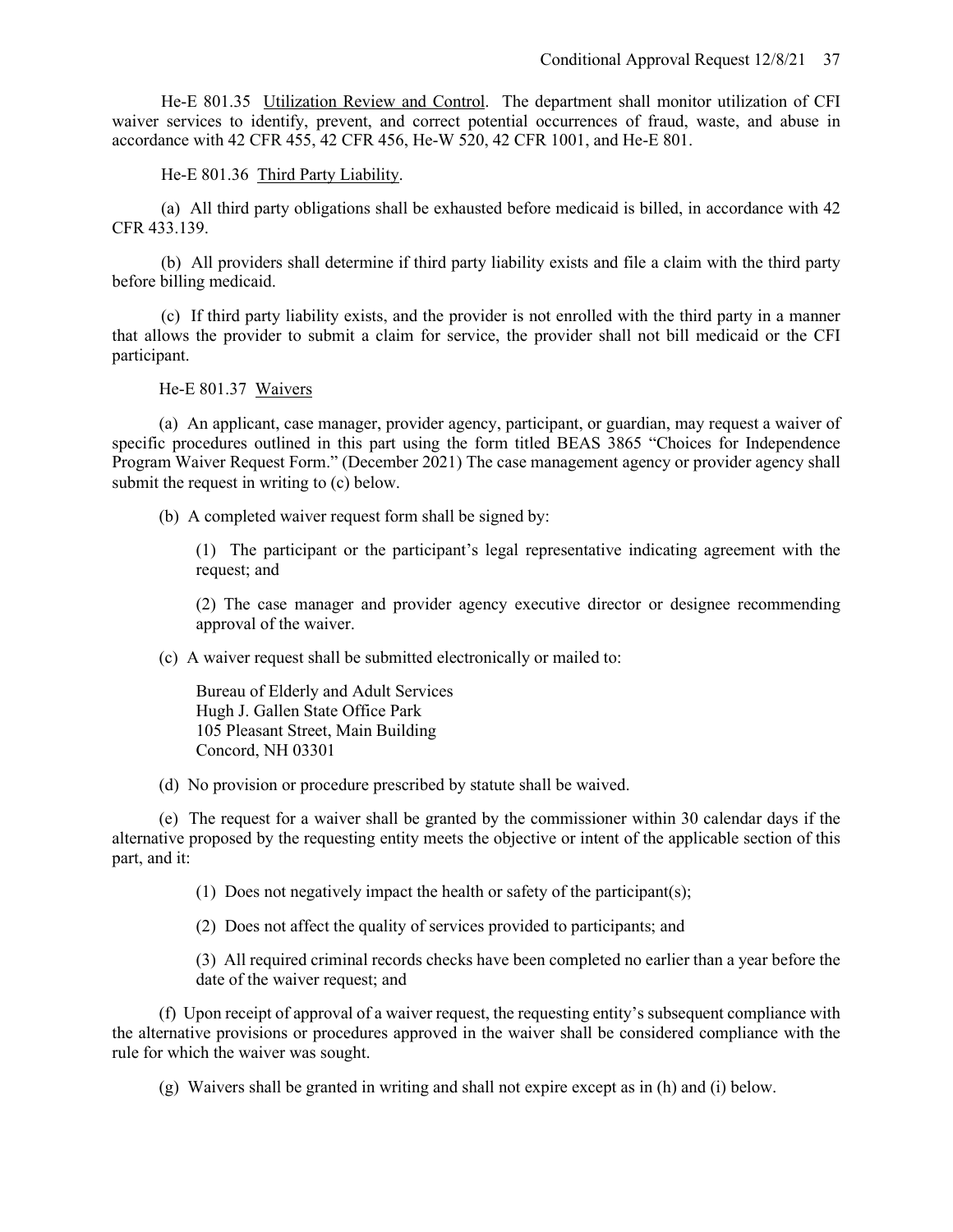He-E 801.35 Utilization Review and Control. The department shall monitor utilization of CFI waiver services to identify, prevent, and correct potential occurrences of fraud, waste, and abuse in accordance with 42 CFR 455, 42 CFR 456, He-W 520, 42 CFR 1001, and He-E 801.

He-E 801.36 Third Party Liability.

(a) All third party obligations shall be exhausted before medicaid is billed, in accordance with 42 CFR 433.139.

(b) All providers shall determine if third party liability exists and file a claim with the third party before billing medicaid.

(c) If third party liability exists, and the provider is not enrolled with the third party in a manner that allows the provider to submit a claim for service, the provider shall not bill medicaid or the CFI participant.

He-E 801.37 Waivers

(a) An applicant, case manager, provider agency, participant, or guardian, may request a waiver of specific procedures outlined in this part using the form titled BEAS 3865 "Choices for Independence Program Waiver Request Form." (December 2021) The case management agency or provider agency shall submit the request in writing to (c) below.

(b) A completed waiver request form shall be signed by:

(1) The participant or the participant's legal representative indicating agreement with the request; and

(2) The case manager and provider agency executive director or designee recommending approval of the waiver.

(c) A waiver request shall be submitted electronically or mailed to:

Bureau of Elderly and Adult Services
Hugh J. Gallen State Office Park
105 Pleasant Street, Main Building
Concord, NH 03301

(d) No provision or procedure prescribed by statute shall be waived.

(e) The request for a waiver shall be granted by the commissioner within 30 calendar days if the alternative proposed by the requesting entity meets the objective or intent of the applicable section of this part, and it:

(1) Does not negatively impact the health or safety of the participant(s);

(2) Does not affect the quality of services provided to participants; and

(3) All required criminal records checks have been completed no earlier than a year before the date of the waiver request; and

(f) Upon receipt of approval of a waiver request, the requesting entity's subsequent compliance with the alternative provisions or procedures approved in the waiver shall be considered compliance with the rule for which the waiver was sought.

(g) Waivers shall be granted in writing and shall not expire except as in (h) and (i) below.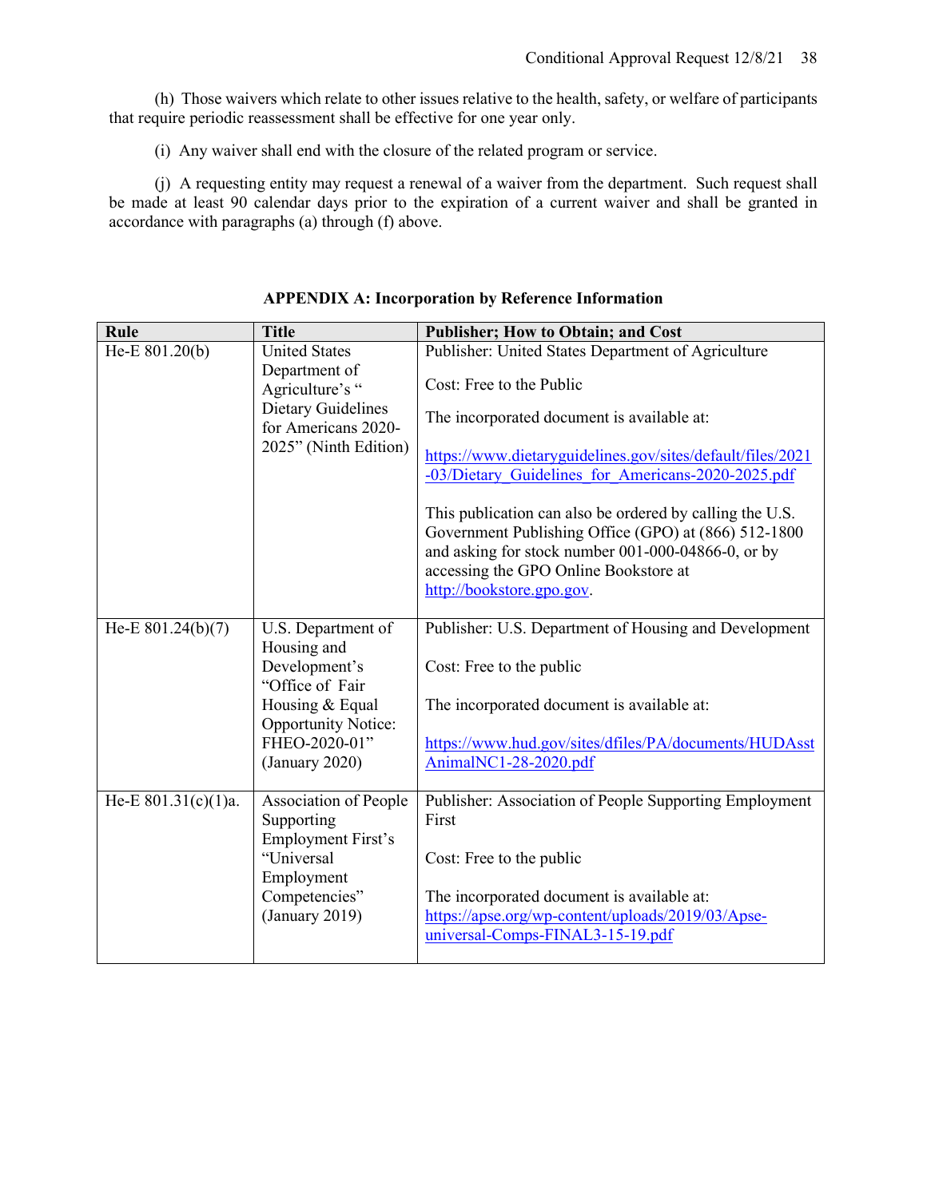(h) Those waivers which relate to other issues relative to the health, safety, or welfare of participants that require periodic reassessment shall be effective for one year only.

(i) Any waiver shall end with the closure of the related program or service.

(j) A requesting entity may request a renewal of a waiver from the department. Such request shall be made at least 90 calendar days prior to the expiration of a current waiver and shall be granted in accordance with paragraphs (a) through (f) above.

**APPENDIX A: Incorporation by Reference Information**

| Rule | Title | Publisher; How to Obtain; and Cost |
|---|---|---|
| He-E 801.20(b) | United States Department of Agriculture's " Dietary Guidelines for Americans 2020-2025" (Ninth Edition) | Publisher: United States Department of Agriculture<br><br>Cost: Free to the Public<br><br>The incorporated document is available at:<br><br>https://www.dietaryguidelines.gov/sites/default/files/2021-03/Dietary_Guidelines_for_Americans-2020-2025.pdf<br><br>This publication can also be ordered by calling the U.S. Government Publishing Office (GPO) at (866) 512-1800 and asking for stock number 001-000-04866-0, or by accessing the GPO Online Bookstore at http://bookstore.gpo.gov. |
| He-E 801.24(b)(7) | U.S. Department of Housing and Development's "Office of Fair Housing & Equal Opportunity Notice: FHEO-2020-01" (January 2020) | Publisher: U.S. Department of Housing and Development<br><br>Cost: Free to the public<br><br>The incorporated document is available at:<br><br>https://www.hud.gov/sites/dfiles/PA/documents/HUDAsstAnimalNC1-28-2020.pdf |
| He-E 801.31(c)(1)a. | Association of People Supporting Employment First's "Universal Employment Competencies" (January 2019) | Publisher: Association of People Supporting Employment First<br><br>Cost: Free to the public<br><br>The incorporated document is available at:<br>https://apse.org/wp-content/uploads/2019/03/Apse-universal-Comps-FINAL3-15-19.pdf |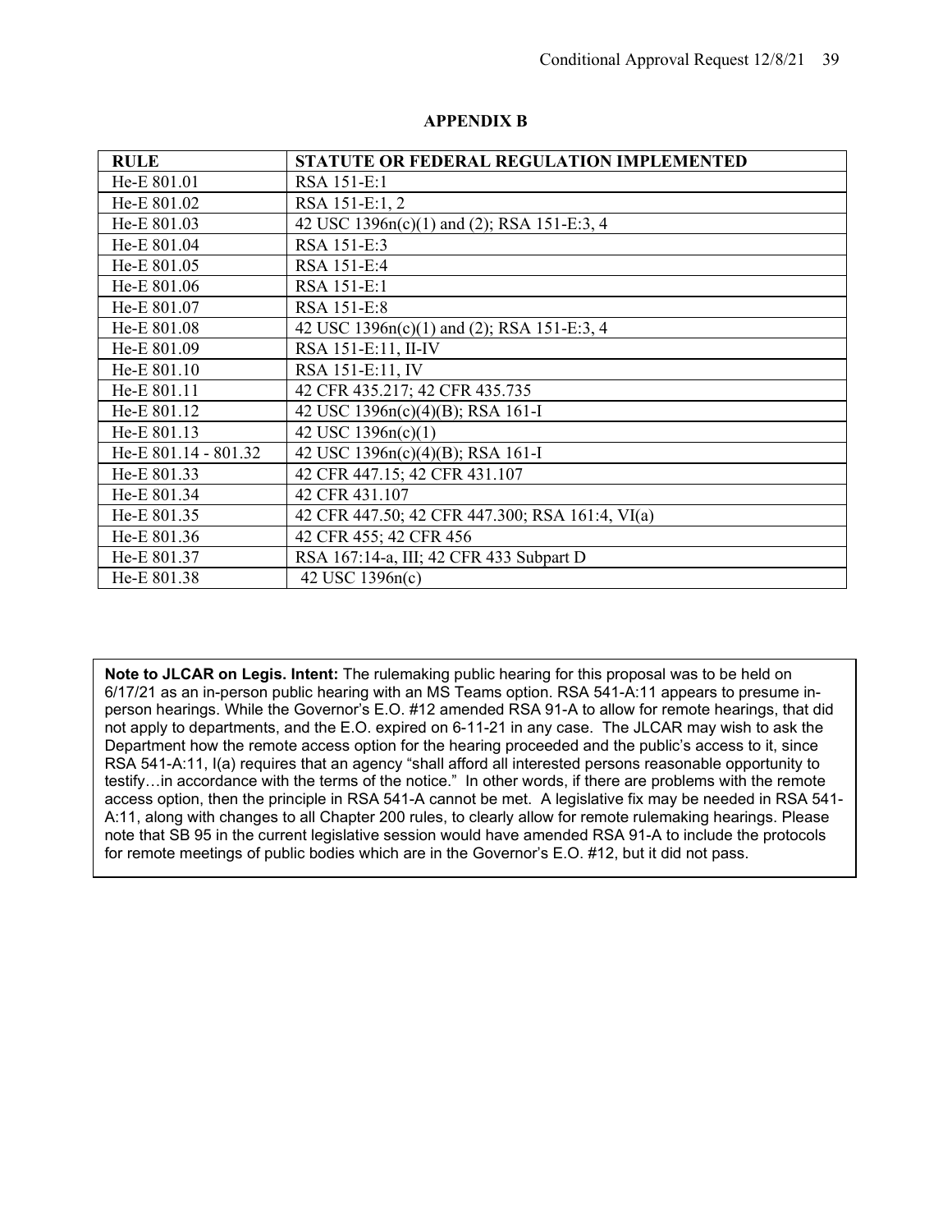## APPENDIX B

| RULE | STATUTE OR FEDERAL REGULATION IMPLEMENTED |
|---|---|
| He-E 801.01 | RSA 151-E:1 |
| He-E 801.02 | RSA 151-E:1, 2 |
| He-E 801.03 | 42 USC 1396n(c)(1) and (2); RSA 151-E:3, 4 |
| He-E 801.04 | RSA 151-E:3 |
| He-E 801.05 | RSA 151-E:4 |
| He-E 801.06 | RSA 151-E:1 |
| He-E 801.07 | RSA 151-E:8 |
| He-E 801.08 | 42 USC 1396n(c)(1) and (2); RSA 151-E:3, 4 |
| He-E 801.09 | RSA 151-E:11, II-IV |
| He-E 801.10 | RSA 151-E:11, IV |
| He-E 801.11 | 42 CFR 435.217; 42 CFR 435.735 |
| He-E 801.12 | 42 USC 1396n(c)(4)(B); RSA 161-I |
| He-E 801.13 | 42 USC 1396n(c)(1) |
| He-E 801.14 - 801.32 | 42 USC 1396n(c)(4)(B); RSA 161-I |
| He-E 801.33 | 42 CFR 447.15; 42 CFR 431.107 |
| He-E 801.34 | 42 CFR 431.107 |
| He-E 801.35 | 42 CFR 447.50; 42 CFR 447.300; RSA 161:4, VI(a) |
| He-E 801.36 | 42 CFR 455; 42 CFR 456 |
| He-E 801.37 | RSA 167:14-a, III; 42 CFR 433 Subpart D |
| He-E 801.38 | 42 USC 1396n(c) |

**Note to JLCAR on Legis. Intent:** The rulemaking public hearing for this proposal was to be held on 6/17/21 as an in-person public hearing with an MS Teams option. RSA 541-A:11 appears to presume in-person hearings. While the Governor's E.O. #12 amended RSA 91-A to allow for remote hearings, that did not apply to departments, and the E.O. expired on 6-11-21 in any case. The JLCAR may wish to ask the Department how the remote access option for the hearing proceeded and the public's access to it, since RSA 541-A:11, I(a) requires that an agency "shall afford all interested persons reasonable opportunity to testify…in accordance with the terms of the notice." In other words, if there are problems with the remote access option, then the principle in RSA 541-A cannot be met. A legislative fix may be needed in RSA 541-A:11, along with changes to all Chapter 200 rules, to clearly allow for remote rulemaking hearings. Please note that SB 95 in the current legislative session would have amended RSA 91-A to include the protocols for remote meetings of public bodies which are in the Governor's E.O. #12, but it did not pass.